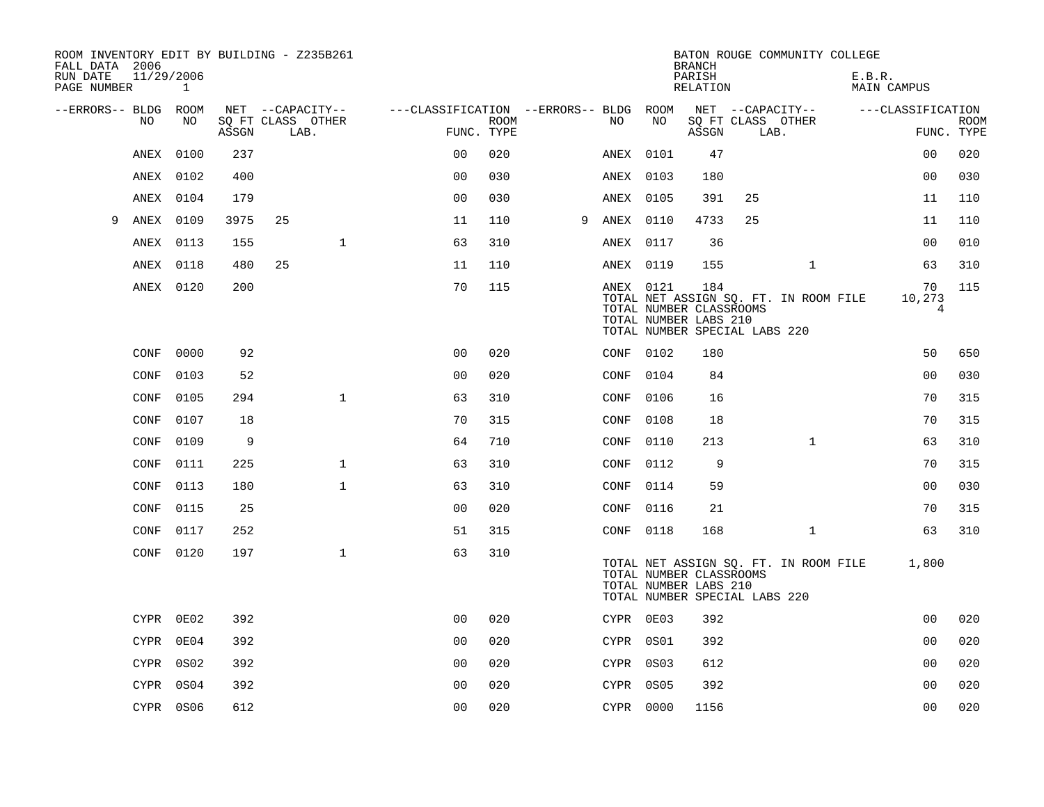ROOM INVENTORY EDIT BY BUILDING - Z235B261
FALL DATA 2006
RUN DATE 11/29/2006
PAGE NUMBER 1

BATON ROUGE COMMUNITY COLLEGE
BRANCH
PARISH E.B.R.
RELATION MAIN CAMPUS

| --ERRORS-- | BLDG NO | ROOM NO | NET SQ FT ASSGN | CAPACITY CLASS LAB. | CAPACITY OTHER | FUNC. | ROOM TYPE | --ERRORS-- | BLDG NO | ROOM NO | NET SQ FT ASSGN | CAPACITY CLASS LAB. | CAPACITY OTHER | FUNC. | ROOM TYPE |
|---|---|---|---|---|---|---|---|---|---|---|---|---|---|---|---|
| | ANEX | 0100 | 237 | | | 00 | 020 | | ANEX | 0101 | 47 | | | 00 | 020 |
| | ANEX | 0102 | 400 | | | 00 | 030 | | ANEX | 0103 | 180 | | | 00 | 030 |
| | ANEX | 0104 | 179 | | | 00 | 030 | | ANEX | 0105 | 391 | 25 | | 11 | 110 |
| 9 | ANEX | 0109 | 3975 | 25 | | 11 | 110 | 9 | ANEX | 0110 | 4733 | 25 | | 11 | 110 |
| | ANEX | 0113 | 155 | | 1 | 63 | 310 | | ANEX | 0117 | 36 | | | 00 | 010 |
| | ANEX | 0118 | 480 | 25 | | 11 | 110 | | ANEX | 0119 | 155 | | 1 | 63 | 310 |
| | ANEX | 0120 | 200 | | | 70 | 115 | | ANEX | 0121 | 184 | | | 70 | 115 |

TOTAL NET ASSIGN SQ. FT. IN ROOM FILE 10,273
TOTAL NUMBER CLASSROOMS 4
TOTAL NUMBER LABS 210
TOTAL NUMBER SPECIAL LABS 220

| --ERRORS-- | BLDG NO | ROOM NO | NET SQ FT ASSGN | CAPACITY CLASS LAB. | CAPACITY OTHER | FUNC. | ROOM TYPE | --ERRORS-- | BLDG NO | ROOM NO | NET SQ FT ASSGN | CAPACITY CLASS LAB. | CAPACITY OTHER | FUNC. | ROOM TYPE |
|---|---|---|---|---|---|---|---|---|---|---|---|---|---|---|---|
| | CONF | 0000 | 92 | | | 00 | 020 | | CONF | 0102 | 180 | | | 50 | 650 |
| | CONF | 0103 | 52 | | | 00 | 020 | | CONF | 0104 | 84 | | | 00 | 030 |
| | CONF | 0105 | 294 | | 1 | 63 | 310 | | CONF | 0106 | 16 | | | 70 | 315 |
| | CONF | 0107 | 18 | | | 70 | 315 | | CONF | 0108 | 18 | | | 70 | 315 |
| | CONF | 0109 | 9 | | | 64 | 710 | | CONF | 0110 | 213 | | 1 | 63 | 310 |
| | CONF | 0111 | 225 | | 1 | 63 | 310 | | CONF | 0112 | 9 | | | 70 | 315 |
| | CONF | 0113 | 180 | | 1 | 63 | 310 | | CONF | 0114 | 59 | | | 00 | 030 |
| | CONF | 0115 | 25 | | | 00 | 020 | | CONF | 0116 | 21 | | | 70 | 315 |
| | CONF | 0117 | 252 | | | 51 | 315 | | CONF | 0118 | 168 | | 1 | 63 | 310 |
| | CONF | 0120 | 197 | | 1 | 63 | 310 | | | | | | | | |

TOTAL NET ASSIGN SQ. FT. IN ROOM FILE 1,800
TOTAL NUMBER CLASSROOMS
TOTAL NUMBER LABS 210
TOTAL NUMBER SPECIAL LABS 220

| --ERRORS-- | BLDG NO | ROOM NO | NET SQ FT ASSGN | CAPACITY CLASS LAB. | CAPACITY OTHER | FUNC. | ROOM TYPE | --ERRORS-- | BLDG NO | ROOM NO | NET SQ FT ASSGN | CAPACITY CLASS LAB. | CAPACITY OTHER | FUNC. | ROOM TYPE |
|---|---|---|---|---|---|---|---|---|---|---|---|---|---|---|---|
| | CYPR | 0E02 | 392 | | | 00 | 020 | | CYPR | 0E03 | 392 | | | 00 | 020 |
| | CYPR | 0E04 | 392 | | | 00 | 020 | | CYPR | 0S01 | 392 | | | 00 | 020 |
| | CYPR | 0S02 | 392 | | | 00 | 020 | | CYPR | 0S03 | 612 | | | 00 | 020 |
| | CYPR | 0S04 | 392 | | | 00 | 020 | | CYPR | 0S05 | 392 | | | 00 | 020 |
| | CYPR | 0S06 | 612 | | | 00 | 020 | | CYPR | 0000 | 1156 | | | 00 | 020 |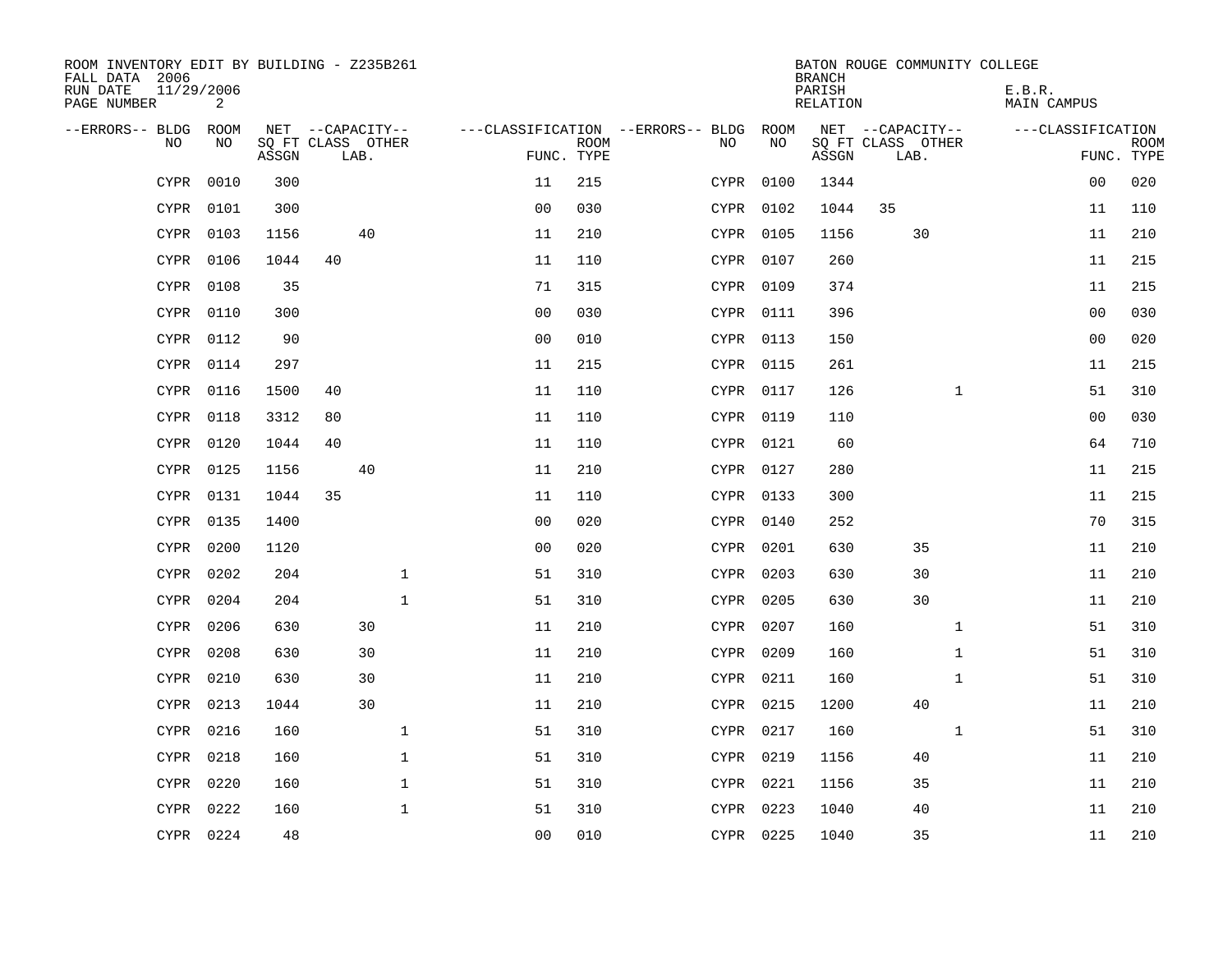ROOM INVENTORY EDIT BY BUILDING - Z235B261
FALL DATA 2006
RUN DATE 11/29/2006

BATON ROUGE COMMUNITY COLLEGE
BRANCH
PARISH E.B.R.
RELATION MAIN CAMPUS

| --ERRORS-- | BLDG NO | ROOM NO | NET ASSGN SQ FT | CAPACITY CLASS | CAPACITY LAB. | CAPACITY OTHER | CLASSIFICATION FUNC. | ROOM TYPE | --ERRORS-- | BLDG NO | ROOM NO | NET ASSGN SQ FT | CAPACITY CLASS | CAPACITY LAB. | CAPACITY OTHER | CLASSIFICATION FUNC. | ROOM TYPE |
|---|---|---|---|---|---|---|---|---|---|---|---|---|---|---|---|---|---|
| | CYPR | 0010 | 300 | | | | 11 | 215 | | CYPR | 0100 | 1344 | | | | 00 | 020 |
| | CYPR | 0101 | 300 | | | | 00 | 030 | | CYPR | 0102 | 1044 | 35 | | | 11 | 110 |
| | CYPR | 0103 | 1156 | | 40 | | 11 | 210 | | CYPR | 0105 | 1156 | | 30 | | 11 | 210 |
| | CYPR | 0106 | 1044 | 40 | | | 11 | 110 | | CYPR | 0107 | 260 | | | | 11 | 215 |
| | CYPR | 0108 | 35 | | | | 71 | 315 | | CYPR | 0109 | 374 | | | | 11 | 215 |
| | CYPR | 0110 | 300 | | | | 00 | 030 | | CYPR | 0111 | 396 | | | | 00 | 030 |
| | CYPR | 0112 | 90 | | | | 00 | 010 | | CYPR | 0113 | 150 | | | | 00 | 020 |
| | CYPR | 0114 | 297 | | | | 11 | 215 | | CYPR | 0115 | 261 | | | | 11 | 215 |
| | CYPR | 0116 | 1500 | 40 | | | 11 | 110 | | CYPR | 0117 | 126 | | | 1 | 51 | 310 |
| | CYPR | 0118 | 3312 | 80 | | | 11 | 110 | | CYPR | 0119 | 110 | | | | 00 | 030 |
| | CYPR | 0120 | 1044 | 40 | | | 11 | 110 | | CYPR | 0121 | 60 | | | | 64 | 710 |
| | CYPR | 0125 | 1156 | | 40 | | 11 | 210 | | CYPR | 0127 | 280 | | | | 11 | 215 |
| | CYPR | 0131 | 1044 | 35 | | | 11 | 110 | | CYPR | 0133 | 300 | | | | 11 | 215 |
| | CYPR | 0135 | 1400 | | | | 00 | 020 | | CYPR | 0140 | 252 | | | | 70 | 315 |
| | CYPR | 0200 | 1120 | | | | 00 | 020 | | CYPR | 0201 | 630 | | 35 | | 11 | 210 |
| | CYPR | 0202 | 204 | | | 1 | 51 | 310 | | CYPR | 0203 | 630 | | 30 | | 11 | 210 |
| | CYPR | 0204 | 204 | | | 1 | 51 | 310 | | CYPR | 0205 | 630 | | 30 | | 11 | 210 |
| | CYPR | 0206 | 630 | | 30 | | 11 | 210 | | CYPR | 0207 | 160 | | | 1 | 51 | 310 |
| | CYPR | 0208 | 630 | | 30 | | 11 | 210 | | CYPR | 0209 | 160 | | | 1 | 51 | 310 |
| | CYPR | 0210 | 630 | | 30 | | 11 | 210 | | CYPR | 0211 | 160 | | | 1 | 51 | 310 |
| | CYPR | 0213 | 1044 | | 30 | | 11 | 210 | | CYPR | 0215 | 1200 | | 40 | | 11 | 210 |
| | CYPR | 0216 | 160 | | | 1 | 51 | 310 | | CYPR | 0217 | 160 | | | 1 | 51 | 310 |
| | CYPR | 0218 | 160 | | | 1 | 51 | 310 | | CYPR | 0219 | 1156 | | 40 | | 11 | 210 |
| | CYPR | 0220 | 160 | | | 1 | 51 | 310 | | CYPR | 0221 | 1156 | | 35 | | 11 | 210 |
| | CYPR | 0222 | 160 | | | 1 | 51 | 310 | | CYPR | 0223 | 1040 | | 40 | | 11 | 210 |
| | CYPR | 0224 | 48 | | | | 00 | 010 | | CYPR | 0225 | 1040 | | 35 | | 11 | 210 |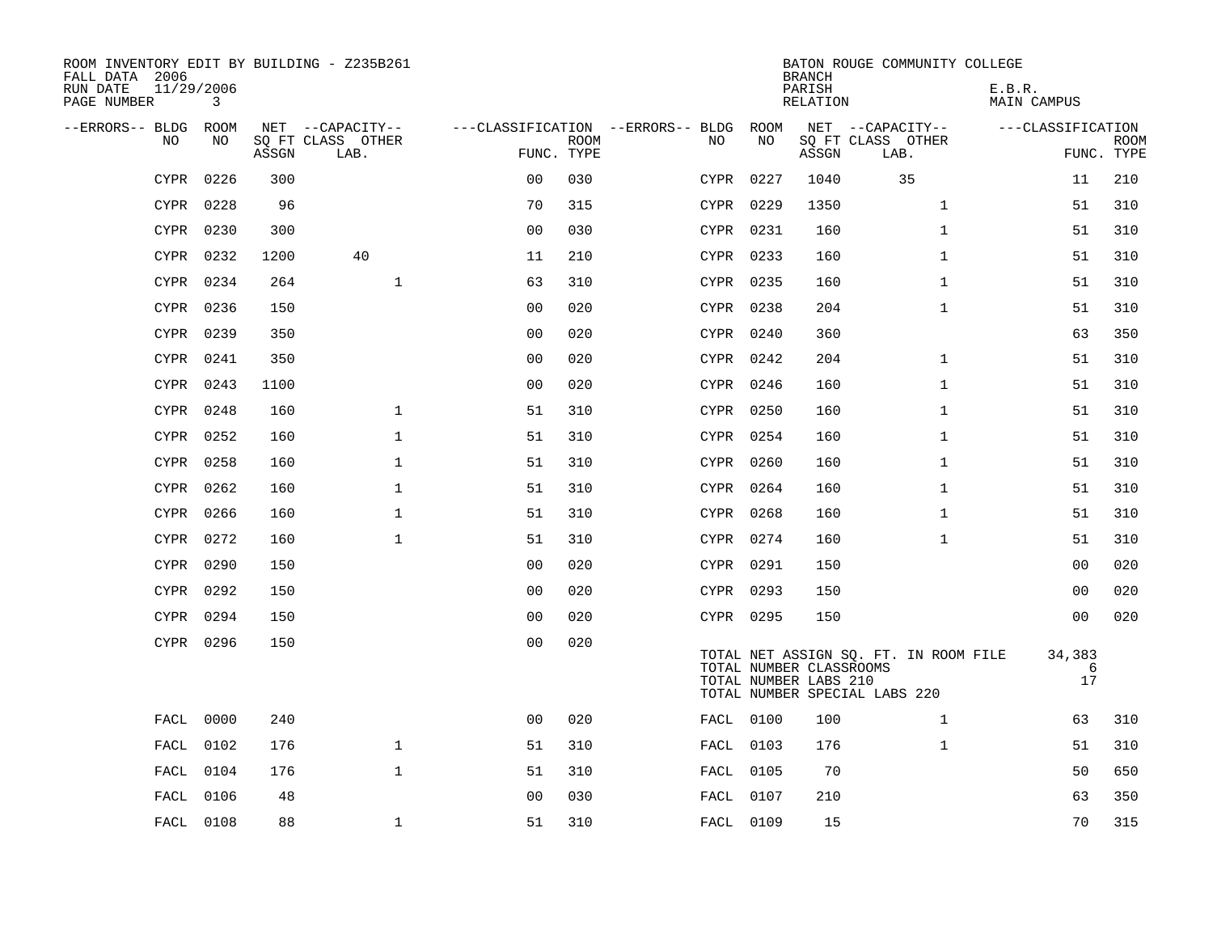ROOM INVENTORY EDIT BY BUILDING - Z235B261
FALL DATA 2006
RUN DATE 11/29/2006

BATON ROUGE COMMUNITY COLLEGE
BRANCH
PARISH E.B.R.
RELATION MAIN CAMPUS

| --ERRORS-- | BLDG NO | ROOM NO | NET SQ FT ASSGN | --CAPACITY-- CLASS | OTHER LAB. | ---CLASSIFICATION FUNC. | ROOM TYPE | --ERRORS-- | BLDG NO | ROOM NO | NET SQ FT ASSGN | --CAPACITY-- CLASS | OTHER LAB. | ---CLASSIFICATION FUNC. | ROOM TYPE |
|---|---|---|---|---|---|---|---|---|---|---|---|---|---|---|---|
| | CYPR | 0226 | 300 | | | 00 | 030 | | CYPR | 0227 | 1040 | 35 | | 11 | 210 |
| | CYPR | 0228 | 96 | | | 70 | 315 | | CYPR | 0229 | 1350 | | 1 | 51 | 310 |
| | CYPR | 0230 | 300 | | | 00 | 030 | | CYPR | 0231 | 160 | | 1 | 51 | 310 |
| | CYPR | 0232 | 1200 | 40 | | 11 | 210 | | CYPR | 0233 | 160 | | 1 | 51 | 310 |
| | CYPR | 0234 | 264 | | 1 | 63 | 310 | | CYPR | 0235 | 160 | | 1 | 51 | 310 |
| | CYPR | 0236 | 150 | | | 00 | 020 | | CYPR | 0238 | 204 | | 1 | 51 | 310 |
| | CYPR | 0239 | 350 | | | 00 | 020 | | CYPR | 0240 | 360 | | | 63 | 350 |
| | CYPR | 0241 | 350 | | | 00 | 020 | | CYPR | 0242 | 204 | | 1 | 51 | 310 |
| | CYPR | 0243 | 1100 | | | 00 | 020 | | CYPR | 0246 | 160 | | 1 | 51 | 310 |
| | CYPR | 0248 | 160 | | 1 | 51 | 310 | | CYPR | 0250 | 160 | | 1 | 51 | 310 |
| | CYPR | 0252 | 160 | | 1 | 51 | 310 | | CYPR | 0254 | 160 | | 1 | 51 | 310 |
| | CYPR | 0258 | 160 | | 1 | 51 | 310 | | CYPR | 0260 | 160 | | 1 | 51 | 310 |
| | CYPR | 0262 | 160 | | 1 | 51 | 310 | | CYPR | 0264 | 160 | | 1 | 51 | 310 |
| | CYPR | 0266 | 160 | | 1 | 51 | 310 | | CYPR | 0268 | 160 | | 1 | 51 | 310 |
| | CYPR | 0272 | 160 | | 1 | 51 | 310 | | CYPR | 0274 | 160 | | 1 | 51 | 310 |
| | CYPR | 0290 | 150 | | | 00 | 020 | | CYPR | 0291 | 150 | | | 00 | 020 |
| | CYPR | 0292 | 150 | | | 00 | 020 | | CYPR | 0293 | 150 | | | 00 | 020 |
| | CYPR | 0294 | 150 | | | 00 | 020 | | CYPR | 0295 | 150 | | | 00 | 020 |
| | CYPR | 0296 | 150 | | | 00 | 020 | | | | | | | | |

TOTAL NET ASSIGN SQ. FT. IN ROOM FILE 34,383
TOTAL NUMBER CLASSROOMS 6
TOTAL NUMBER LABS 210 17
TOTAL NUMBER SPECIAL LABS 220

| --ERRORS-- | BLDG NO | ROOM NO | NET SQ FT ASSGN | --CAPACITY-- CLASS | OTHER LAB. | ---CLASSIFICATION FUNC. | ROOM TYPE | --ERRORS-- | BLDG NO | ROOM NO | NET SQ FT ASSGN | --CAPACITY-- CLASS | OTHER LAB. | ---CLASSIFICATION FUNC. | ROOM TYPE |
|---|---|---|---|---|---|---|---|---|---|---|---|---|---|---|---|
| | FACL | 0000 | 240 | | | 00 | 020 | | FACL | 0100 | 100 | | 1 | 63 | 310 |
| | FACL | 0102 | 176 | | 1 | 51 | 310 | | FACL | 0103 | 176 | | 1 | 51 | 310 |
| | FACL | 0104 | 176 | | 1 | 51 | 310 | | FACL | 0105 | 70 | | | 50 | 650 |
| | FACL | 0106 | 48 | | | 00 | 030 | | FACL | 0107 | 210 | | | 63 | 350 |
| | FACL | 0108 | 88 | | 1 | 51 | 310 | | FACL | 0109 | 15 | | | 70 | 315 |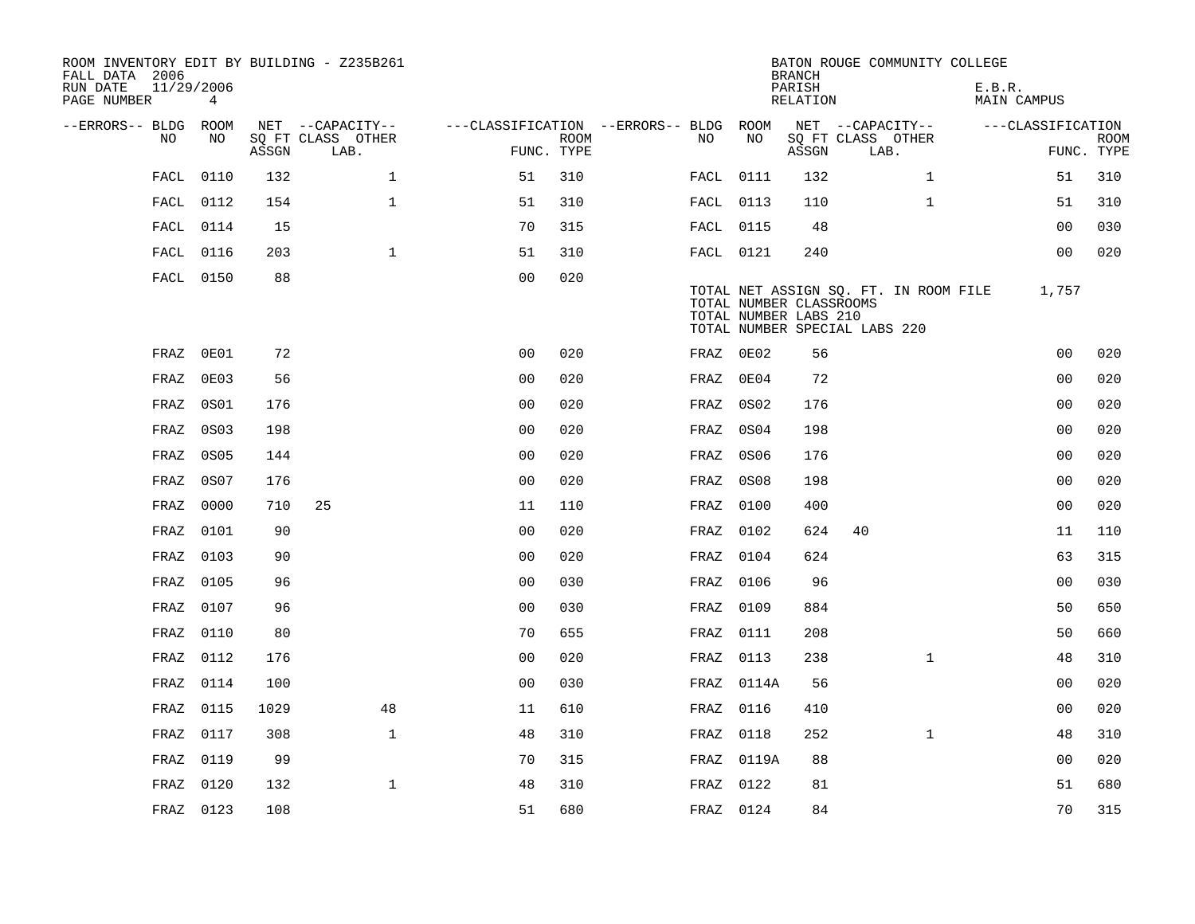ROOM INVENTORY EDIT BY BUILDING - Z235B261
FALL DATA 2006
RUN DATE 11/29/2006
PAGE NUMBER 4

BATON ROUGE COMMUNITY COLLEGE
BRANCH
PARISH E.B.R.
RELATION MAIN CAMPUS

| --ERRORS-- | BLDG NO | ROOM NO | NET ASSGN SQ FT | CAPACITY CLASS | CAPACITY LAB. | CAPACITY OTHER | CLASSIFICATION FUNC. | ROOM TYPE | --ERRORS-- | BLDG NO | ROOM NO | NET ASSGN SQ FT | CAPACITY CLASS | CAPACITY LAB. | CAPACITY OTHER | CLASSIFICATION FUNC. | ROOM TYPE |
|---|---|---|---|---|---|---|---|---|---|---|---|---|---|---|---|---|---|
| | FACL | 0110 | 132 | | | 1 | 51 | 310 | | FACL | 0111 | 132 | | | 1 | 51 | 310 |
| | FACL | 0112 | 154 | | | 1 | 51 | 310 | | FACL | 0113 | 110 | | | 1 | 51 | 310 |
| | FACL | 0114 | 15 | | | | 70 | 315 | | FACL | 0115 | 48 | | | | 00 | 030 |
| | FACL | 0116 | 203 | | | 1 | 51 | 310 | | FACL | 0121 | 240 | | | | 00 | 020 |
| | FACL | 0150 | 88 | | | | 00 | 020 | | | | | | | | | |

TOTAL NET ASSIGN SQ. FT. IN ROOM FILE 1,757
TOTAL NUMBER CLASSROOMS
TOTAL NUMBER LABS 210
TOTAL NUMBER SPECIAL LABS 220

| --ERRORS-- | BLDG NO | ROOM NO | NET ASSGN SQ FT | CAPACITY CLASS | CAPACITY LAB. | CAPACITY OTHER | CLASSIFICATION FUNC. | ROOM TYPE | --ERRORS-- | BLDG NO | ROOM NO | NET ASSGN SQ FT | CAPACITY CLASS | CAPACITY LAB. | CAPACITY OTHER | CLASSIFICATION FUNC. | ROOM TYPE |
|---|---|---|---|---|---|---|---|---|---|---|---|---|---|---|---|---|---|
| | FRAZ | 0E01 | 72 | | | | 00 | 020 | | FRAZ | 0E02 | 56 | | | | 00 | 020 |
| | FRAZ | 0E03 | 56 | | | | 00 | 020 | | FRAZ | 0E04 | 72 | | | | 00 | 020 |
| | FRAZ | 0S01 | 176 | | | | 00 | 020 | | FRAZ | 0S02 | 176 | | | | 00 | 020 |
| | FRAZ | 0S03 | 198 | | | | 00 | 020 | | FRAZ | 0S04 | 198 | | | | 00 | 020 |
| | FRAZ | 0S05 | 144 | | | | 00 | 020 | | FRAZ | 0S06 | 176 | | | | 00 | 020 |
| | FRAZ | 0S07 | 176 | | | | 00 | 020 | | FRAZ | 0S08 | 198 | | | | 00 | 020 |
| | FRAZ | 0000 | 710 | 25 | | | 11 | 110 | | FRAZ | 0100 | 400 | | | | 00 | 020 |
| | FRAZ | 0101 | 90 | | | | 00 | 020 | | FRAZ | 0102 | 624 | 40 | | | 11 | 110 |
| | FRAZ | 0103 | 90 | | | | 00 | 020 | | FRAZ | 0104 | 624 | | | | 63 | 315 |
| | FRAZ | 0105 | 96 | | | | 00 | 030 | | FRAZ | 0106 | 96 | | | | 00 | 030 |
| | FRAZ | 0107 | 96 | | | | 00 | 030 | | FRAZ | 0109 | 884 | | | | 50 | 650 |
| | FRAZ | 0110 | 80 | | | | 70 | 655 | | FRAZ | 0111 | 208 | | | | 50 | 660 |
| | FRAZ | 0112 | 176 | | | | 00 | 020 | | FRAZ | 0113 | 238 | | | 1 | 48 | 310 |
| | FRAZ | 0114 | 100 | | | | 00 | 030 | | FRAZ | 0114A | 56 | | | | 00 | 020 |
| | FRAZ | 0115 | 1029 | | | 48 | 11 | 610 | | FRAZ | 0116 | 410 | | | | 00 | 020 |
| | FRAZ | 0117 | 308 | | | 1 | 48 | 310 | | FRAZ | 0118 | 252 | | | 1 | 48 | 310 |
| | FRAZ | 0119 | 99 | | | | 70 | 315 | | FRAZ | 0119A | 88 | | | | 00 | 020 |
| | FRAZ | 0120 | 132 | | | 1 | 48 | 310 | | FRAZ | 0122 | 81 | | | | 51 | 680 |
| | FRAZ | 0123 | 108 | | | | 51 | 680 | | FRAZ | 0124 | 84 | | | | 70 | 315 |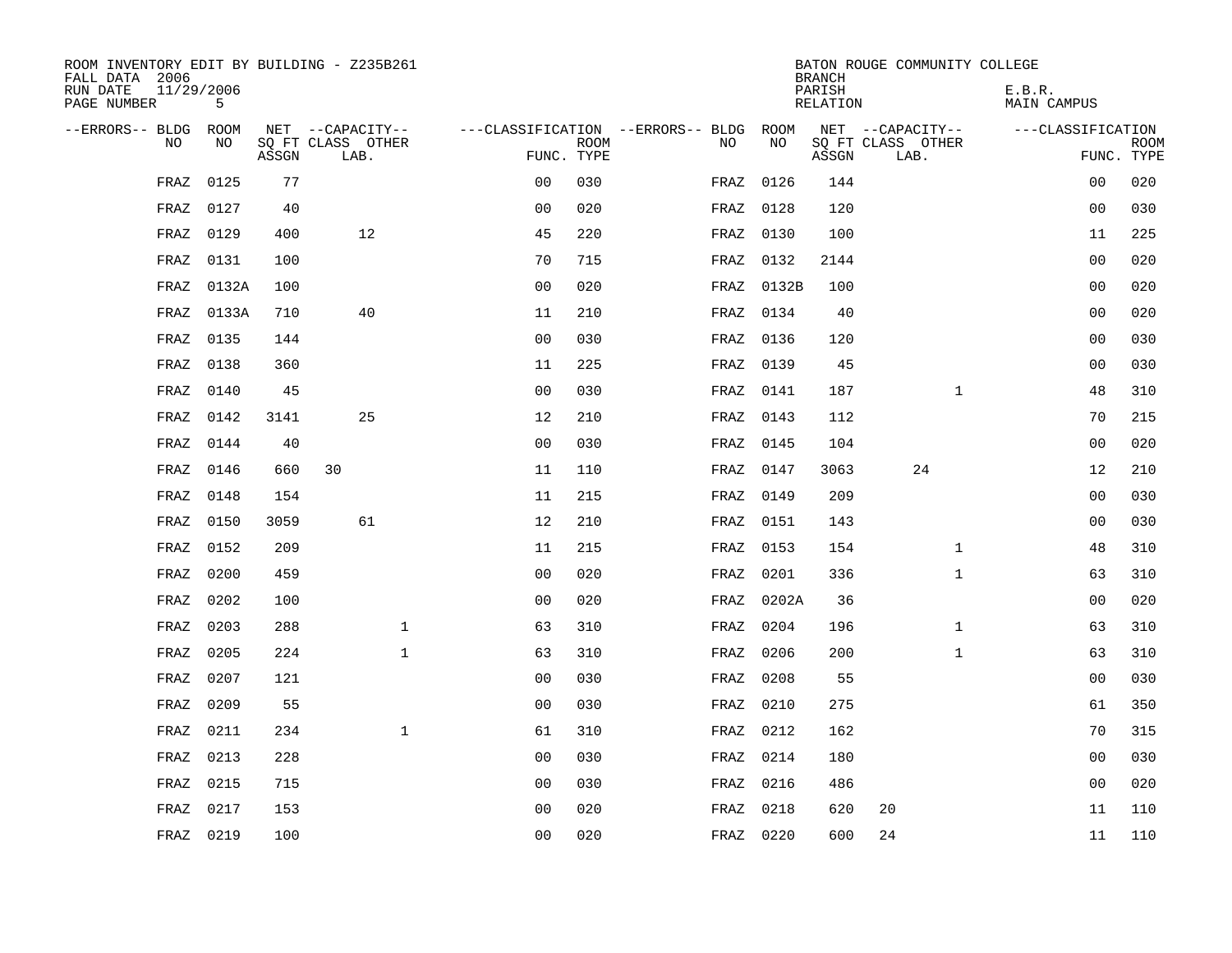ROOM INVENTORY EDIT BY BUILDING - Z235B261
FALL DATA 2006
RUN DATE 11/29/2006
PAGE NUMBER 5

BATON ROUGE COMMUNITY COLLEGE
BRANCH
PARISH E.B.R.
RELATION MAIN CAMPUS

| --ERRORS-- | BLDG NO | ROOM NO | NET SQ FT ASSGN | CAPACITY CLASS | CAPACITY LAB. | CAPACITY OTHER | CLASSIFICATION FUNC. | ROOM TYPE | --ERRORS-- | BLDG NO | ROOM NO | NET SQ FT ASSGN | CAPACITY CLASS | CAPACITY LAB. | CAPACITY OTHER | CLASSIFICATION FUNC. | ROOM TYPE |
|---|---|---|---|---|---|---|---|---|---|---|---|---|---|---|---|---|---|
| | FRAZ | 0125 | 77 | | | | 00 | 030 | | FRAZ | 0126 | 144 | | | | 00 | 020 |
| | FRAZ | 0127 | 40 | | | | 00 | 020 | | FRAZ | 0128 | 120 | | | | 00 | 030 |
| | FRAZ | 0129 | 400 | | 12 | | 45 | 220 | | FRAZ | 0130 | 100 | | | | 11 | 225 |
| | FRAZ | 0131 | 100 | | | | 70 | 715 | | FRAZ | 0132 | 2144 | | | | 00 | 020 |
| | FRAZ | 0132A | 100 | | | | 00 | 020 | | FRAZ | 0132B | 100 | | | | 00 | 020 |
| | FRAZ | 0133A | 710 | | 40 | | 11 | 210 | | FRAZ | 0134 | 40 | | | | 00 | 020 |
| | FRAZ | 0135 | 144 | | | | 00 | 030 | | FRAZ | 0136 | 120 | | | | 00 | 030 |
| | FRAZ | 0138 | 360 | | | | 11 | 225 | | FRAZ | 0139 | 45 | | | | 00 | 030 |
| | FRAZ | 0140 | 45 | | | | 00 | 030 | | FRAZ | 0141 | 187 | | | 1 | 48 | 310 |
| | FRAZ | 0142 | 3141 | | 25 | | 12 | 210 | | FRAZ | 0143 | 112 | | | | 70 | 215 |
| | FRAZ | 0144 | 40 | | | | 00 | 030 | | FRAZ | 0145 | 104 | | | | 00 | 020 |
| | FRAZ | 0146 | 660 | 30 | | | 11 | 110 | | FRAZ | 0147 | 3063 | | 24 | | 12 | 210 |
| | FRAZ | 0148 | 154 | | | | 11 | 215 | | FRAZ | 0149 | 209 | | | | 00 | 030 |
| | FRAZ | 0150 | 3059 | | 61 | | 12 | 210 | | FRAZ | 0151 | 143 | | | | 00 | 030 |
| | FRAZ | 0152 | 209 | | | | 11 | 215 | | FRAZ | 0153 | 154 | | | 1 | 48 | 310 |
| | FRAZ | 0200 | 459 | | | | 00 | 020 | | FRAZ | 0201 | 336 | | | 1 | 63 | 310 |
| | FRAZ | 0202 | 100 | | | | 00 | 020 | | FRAZ | 0202A | 36 | | | | 00 | 020 |
| | FRAZ | 0203 | 288 | | | 1 | 63 | 310 | | FRAZ | 0204 | 196 | | | 1 | 63 | 310 |
| | FRAZ | 0205 | 224 | | | 1 | 63 | 310 | | FRAZ | 0206 | 200 | | | 1 | 63 | 310 |
| | FRAZ | 0207 | 121 | | | | 00 | 030 | | FRAZ | 0208 | 55 | | | | 00 | 030 |
| | FRAZ | 0209 | 55 | | | | 00 | 030 | | FRAZ | 0210 | 275 | | | | 61 | 350 |
| | FRAZ | 0211 | 234 | | | 1 | 61 | 310 | | FRAZ | 0212 | 162 | | | | 70 | 315 |
| | FRAZ | 0213 | 228 | | | | 00 | 030 | | FRAZ | 0214 | 180 | | | | 00 | 030 |
| | FRAZ | 0215 | 715 | | | | 00 | 030 | | FRAZ | 0216 | 486 | | | | 00 | 020 |
| | FRAZ | 0217 | 153 | | | | 00 | 020 | | FRAZ | 0218 | 620 | 20 | | | 11 | 110 |
| | FRAZ | 0219 | 100 | | | | 00 | 020 | | FRAZ | 0220 | 600 | 24 | | | 11 | 110 |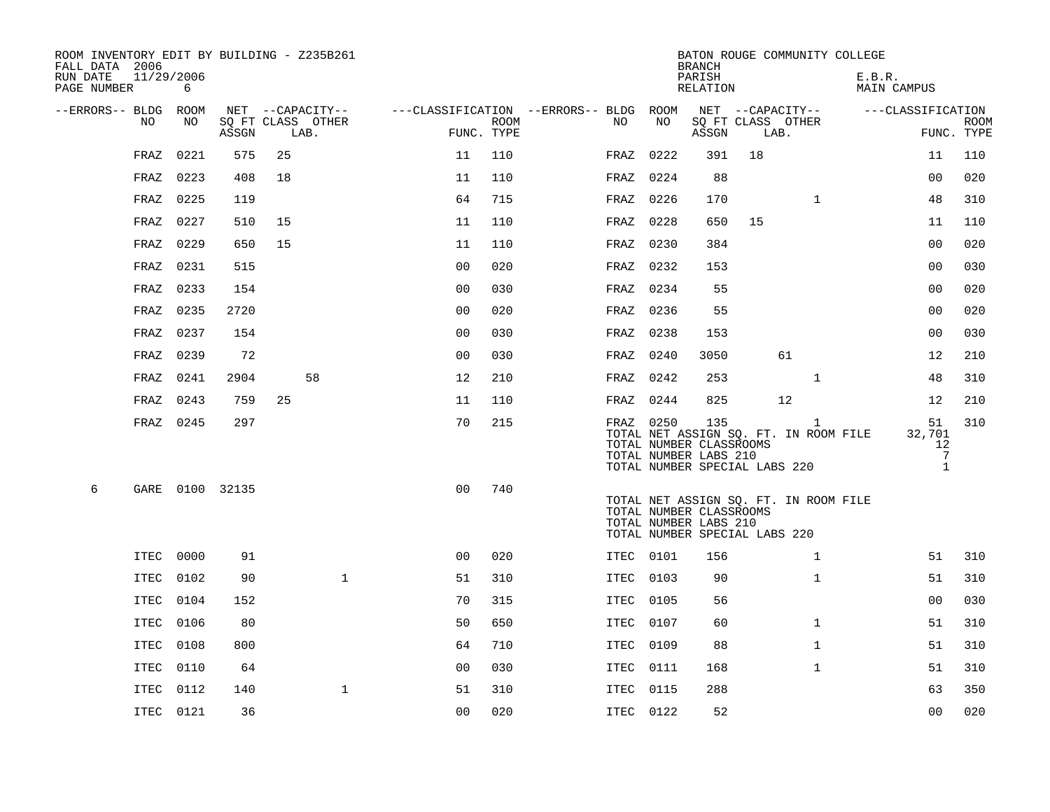ROOM INVENTORY EDIT BY BUILDING - Z235B261
FALL DATA 2006
RUN DATE 11/29/2006
PAGE NUMBER 6

BATON ROUGE COMMUNITY COLLEGE
BRANCH
PARISH E.B.R.
RELATION MAIN CAMPUS

| --ERRORS-- | BLDG NO | ROOM NO | NET SQ FT ASSGN | CAPACITY CLASS | CAPACITY LAB. | CAPACITY OTHER | CLASSIFICATION FUNC. | ROOM TYPE | --ERRORS-- | BLDG NO | ROOM NO | NET SQ FT ASSGN | CAPACITY CLASS | CAPACITY LAB. | CAPACITY OTHER | CLASSIFICATION FUNC. | ROOM TYPE |
|---|---|---|---|---|---|---|---|---|---|---|---|---|---|---|---|---|---|
| | FRAZ | 0221 | 575 | 25 | | | 11 | 110 | | FRAZ | 0222 | 391 | 18 | | | 11 | 110 |
| | FRAZ | 0223 | 408 | 18 | | | 11 | 110 | | FRAZ | 0224 | 88 | | | | 00 | 020 |
| | FRAZ | 0225 | 119 | | | | 64 | 715 | | FRAZ | 0226 | 170 | | | 1 | 48 | 310 |
| | FRAZ | 0227 | 510 | 15 | | | 11 | 110 | | FRAZ | 0228 | 650 | 15 | | | 11 | 110 |
| | FRAZ | 0229 | 650 | 15 | | | 11 | 110 | | FRAZ | 0230 | 384 | | | | 00 | 020 |
| | FRAZ | 0231 | 515 | | | | 00 | 020 | | FRAZ | 0232 | 153 | | | | 00 | 030 |
| | FRAZ | 0233 | 154 | | | | 00 | 030 | | FRAZ | 0234 | 55 | | | | 00 | 020 |
| | FRAZ | 0235 | 2720 | | | | 00 | 020 | | FRAZ | 0236 | 55 | | | | 00 | 020 |
| | FRAZ | 0237 | 154 | | | | 00 | 030 | | FRAZ | 0238 | 153 | | | | 00 | 030 |
| | FRAZ | 0239 | 72 | | | | 00 | 030 | | FRAZ | 0240 | 3050 | | 61 | | 12 | 210 |
| | FRAZ | 0241 | 2904 | | 58 | | 12 | 210 | | FRAZ | 0242 | 253 | | | 1 | 48 | 310 |
| | FRAZ | 0243 | 759 | 25 | | | 11 | 110 | | FRAZ | 0244 | 825 | | 12 | | 12 | 210 |
| | FRAZ | 0245 | 297 | | | | 70 | 215 | | FRAZ | 0250 | 135 | | | 1 | 51 | 310 |
| | | | | | | | | | | TOTAL NET ASSIGN SQ. FT. IN ROOM FILE | | | | | | 32,701 | |
| | | | | | | | | | | TOTAL NUMBER CLASSROOMS | | | | | | 12 | |
| | | | | | | | | | | TOTAL NUMBER LABS 210 | | | | | | 7 | |
| | | | | | | | | | | TOTAL NUMBER SPECIAL LABS 220 | | | | | | 1 | |
| 6 | GARE | 0100 | 32135 | | | | 00 | 740 | | | | | | | | | |
| | | | | | | | | | | TOTAL NET ASSIGN SQ. FT. IN ROOM FILE | | | | | | | |
| | | | | | | | | | | TOTAL NUMBER CLASSROOMS | | | | | | | |
| | | | | | | | | | | TOTAL NUMBER LABS 210 | | | | | | | |
| | | | | | | | | | | TOTAL NUMBER SPECIAL LABS 220 | | | | | | | |
| | ITEC | 0000 | 91 | | | | 00 | 020 | | ITEC | 0101 | 156 | | | 1 | 51 | 310 |
| | ITEC | 0102 | 90 | | | 1 | 51 | 310 | | ITEC | 0103 | 90 | | | 1 | 51 | 310 |
| | ITEC | 0104 | 152 | | | | 70 | 315 | | ITEC | 0105 | 56 | | | | 00 | 030 |
| | ITEC | 0106 | 80 | | | | 50 | 650 | | ITEC | 0107 | 60 | | | 1 | 51 | 310 |
| | ITEC | 0108 | 800 | | | | 64 | 710 | | ITEC | 0109 | 88 | | | 1 | 51 | 310 |
| | ITEC | 0110 | 64 | | | | 00 | 030 | | ITEC | 0111 | 168 | | | 1 | 51 | 310 |
| | ITEC | 0112 | 140 | | | 1 | 51 | 310 | | ITEC | 0115 | 288 | | | | 63 | 350 |
| | ITEC | 0121 | 36 | | | | 00 | 020 | | ITEC | 0122 | 52 | | | | 00 | 020 |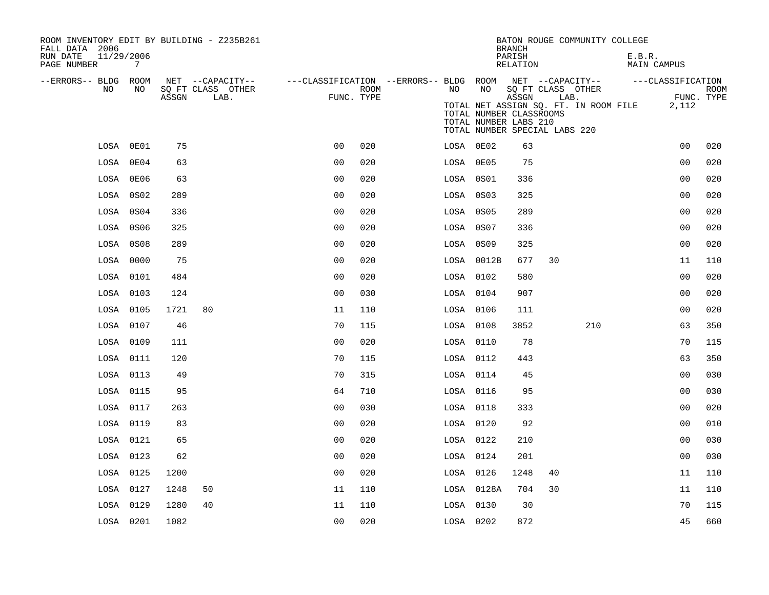ROOM INVENTORY EDIT BY BUILDING - Z235B261
FALL DATA 2006
RUN DATE 11/29/2006

BATON ROUGE COMMUNITY COLLEGE
BRANCH
PARISH E.B.R.
RELATION MAIN CAMPUS

TOTAL NET ASSIGN SQ. FT. IN ROOM FILE 2,112
TOTAL NUMBER CLASSROOMS
TOTAL NUMBER LABS 210
TOTAL NUMBER SPECIAL LABS 220

| --ERRORS-- | BLDG NO | ROOM NO | NET SQ FT ASSGN | CAPACITY CLASS | CAPACITY LAB. | CAPACITY OTHER | FUNC. | ROOM TYPE | --ERRORS-- | BLDG NO | ROOM NO | NET SQ FT ASSGN | CAPACITY CLASS | CAPACITY LAB. | CAPACITY OTHER | FUNC. | ROOM TYPE |
|---|---|---|---|---|---|---|---|---|---|---|---|---|---|---|---|---|---|
| | LOSA | 0E01 | 75 | | | | 00 | 020 | | LOSA | 0E02 | 63 | | | | 00 | 020 |
| | LOSA | 0E04 | 63 | | | | 00 | 020 | | LOSA | 0E05 | 75 | | | | 00 | 020 |
| | LOSA | 0E06 | 63 | | | | 00 | 020 | | LOSA | 0S01 | 336 | | | | 00 | 020 |
| | LOSA | 0S02 | 289 | | | | 00 | 020 | | LOSA | 0S03 | 325 | | | | 00 | 020 |
| | LOSA | 0S04 | 336 | | | | 00 | 020 | | LOSA | 0S05 | 289 | | | | 00 | 020 |
| | LOSA | 0S06 | 325 | | | | 00 | 020 | | LOSA | 0S07 | 336 | | | | 00 | 020 |
| | LOSA | 0S08 | 289 | | | | 00 | 020 | | LOSA | 0S09 | 325 | | | | 00 | 020 |
| | LOSA | 0000 | 75 | | | | 00 | 020 | | LOSA | 0012B | 677 | 30 | | | 11 | 110 |
| | LOSA | 0101 | 484 | | | | 00 | 020 | | LOSA | 0102 | 580 | | | | 00 | 020 |
| | LOSA | 0103 | 124 | | | | 00 | 030 | | LOSA | 0104 | 907 | | | | 00 | 020 |
| | LOSA | 0105 | 1721 | 80 | | | 11 | 110 | | LOSA | 0106 | 111 | | | | 00 | 020 |
| | LOSA | 0107 | 46 | | | | 70 | 115 | | LOSA | 0108 | 3852 | | 210 | | 63 | 350 |
| | LOSA | 0109 | 111 | | | | 00 | 020 | | LOSA | 0110 | 78 | | | | 70 | 115 |
| | LOSA | 0111 | 120 | | | | 70 | 115 | | LOSA | 0112 | 443 | | | | 63 | 350 |
| | LOSA | 0113 | 49 | | | | 70 | 315 | | LOSA | 0114 | 45 | | | | 00 | 030 |
| | LOSA | 0115 | 95 | | | | 64 | 710 | | LOSA | 0116 | 95 | | | | 00 | 030 |
| | LOSA | 0117 | 263 | | | | 00 | 030 | | LOSA | 0118 | 333 | | | | 00 | 020 |
| | LOSA | 0119 | 83 | | | | 00 | 020 | | LOSA | 0120 | 92 | | | | 00 | 010 |
| | LOSA | 0121 | 65 | | | | 00 | 020 | | LOSA | 0122 | 210 | | | | 00 | 030 |
| | LOSA | 0123 | 62 | | | | 00 | 020 | | LOSA | 0124 | 201 | | | | 00 | 030 |
| | LOSA | 0125 | 1200 | | | | 00 | 020 | | LOSA | 0126 | 1248 | 40 | | | 11 | 110 |
| | LOSA | 0127 | 1248 | 50 | | | 11 | 110 | | LOSA | 0128A | 704 | 30 | | | 11 | 110 |
| | LOSA | 0129 | 1280 | 40 | | | 11 | 110 | | LOSA | 0130 | 30 | | | | 70 | 115 |
| | LOSA | 0201 | 1082 | | | | 00 | 020 | | LOSA | 0202 | 872 | | | | 45 | 660 |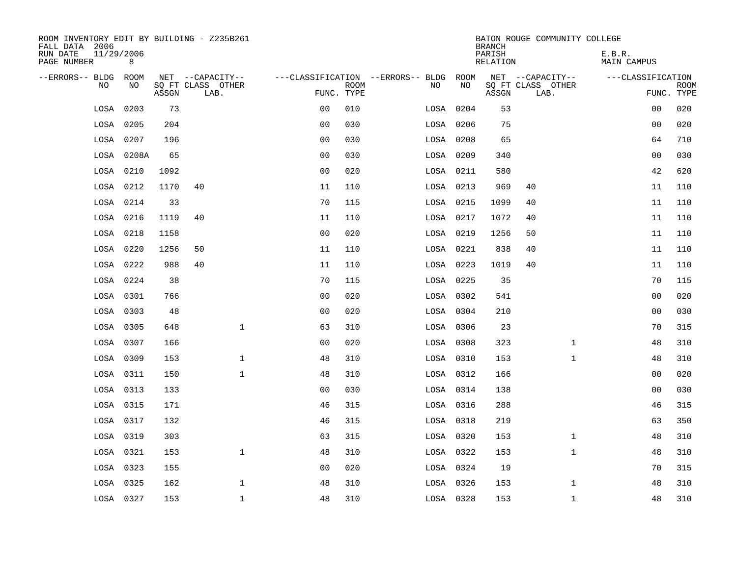ROOM INVENTORY EDIT BY BUILDING - Z235B261
FALL DATA 2006
RUN DATE 11/29/2006
PAGE NUMBER 8

BATON ROUGE COMMUNITY COLLEGE
BRANCH
PARISH E.B.R.
RELATION MAIN CAMPUS

| --ERRORS-- | BLDG NO | ROOM NO | NET SQ FT ASSGN | --CAPACITY-- CLASS | LAB. | OTHER | ---CLASSIFICATION FUNC. | ROOM TYPE | --ERRORS-- | BLDG NO | ROOM NO | NET SQ FT ASSGN | --CAPACITY-- CLASS | LAB. | OTHER | ---CLASSIFICATION FUNC. | ROOM TYPE |
|---|---|---|---|---|---|---|---|---|---|---|---|---|---|---|---|---|---|
| | LOSA | 0203 | 73 | | | | 00 | 010 | | LOSA | 0204 | 53 | | | | 00 | 020 |
| | LOSA | 0205 | 204 | | | | 00 | 030 | | LOSA | 0206 | 75 | | | | 00 | 020 |
| | LOSA | 0207 | 196 | | | | 00 | 030 | | LOSA | 0208 | 65 | | | | 64 | 710 |
| | LOSA | 0208A | 65 | | | | 00 | 030 | | LOSA | 0209 | 340 | | | | 00 | 030 |
| | LOSA | 0210 | 1092 | | | | 00 | 020 | | LOSA | 0211 | 580 | | | | 42 | 620 |
| | LOSA | 0212 | 1170 | 40 | | | 11 | 110 | | LOSA | 0213 | 969 | 40 | | | 11 | 110 |
| | LOSA | 0214 | 33 | | | | 70 | 115 | | LOSA | 0215 | 1099 | 40 | | | 11 | 110 |
| | LOSA | 0216 | 1119 | 40 | | | 11 | 110 | | LOSA | 0217 | 1072 | 40 | | | 11 | 110 |
| | LOSA | 0218 | 1158 | | | | 00 | 020 | | LOSA | 0219 | 1256 | 50 | | | 11 | 110 |
| | LOSA | 0220 | 1256 | 50 | | | 11 | 110 | | LOSA | 0221 | 838 | 40 | | | 11 | 110 |
| | LOSA | 0222 | 988 | 40 | | | 11 | 110 | | LOSA | 0223 | 1019 | 40 | | | 11 | 110 |
| | LOSA | 0224 | 38 | | | | 70 | 115 | | LOSA | 0225 | 35 | | | | 70 | 115 |
| | LOSA | 0301 | 766 | | | | 00 | 020 | | LOSA | 0302 | 541 | | | | 00 | 020 |
| | LOSA | 0303 | 48 | | | | 00 | 020 | | LOSA | 0304 | 210 | | | | 00 | 030 |
| | LOSA | 0305 | 648 | | | 1 | 63 | 310 | | LOSA | 0306 | 23 | | | | 70 | 315 |
| | LOSA | 0307 | 166 | | | | 00 | 020 | | LOSA | 0308 | 323 | | | 1 | 48 | 310 |
| | LOSA | 0309 | 153 | | | 1 | 48 | 310 | | LOSA | 0310 | 153 | | | 1 | 48 | 310 |
| | LOSA | 0311 | 150 | | | 1 | 48 | 310 | | LOSA | 0312 | 166 | | | | 00 | 020 |
| | LOSA | 0313 | 133 | | | | 00 | 030 | | LOSA | 0314 | 138 | | | | 00 | 030 |
| | LOSA | 0315 | 171 | | | | 46 | 315 | | LOSA | 0316 | 288 | | | | 46 | 315 |
| | LOSA | 0317 | 132 | | | | 46 | 315 | | LOSA | 0318 | 219 | | | | 63 | 350 |
| | LOSA | 0319 | 303 | | | | 63 | 315 | | LOSA | 0320 | 153 | | | 1 | 48 | 310 |
| | LOSA | 0321 | 153 | | | 1 | 48 | 310 | | LOSA | 0322 | 153 | | | 1 | 48 | 310 |
| | LOSA | 0323 | 155 | | | | 00 | 020 | | LOSA | 0324 | 19 | | | | 70 | 315 |
| | LOSA | 0325 | 162 | | | 1 | 48 | 310 | | LOSA | 0326 | 153 | | | 1 | 48 | 310 |
| | LOSA | 0327 | 153 | | | 1 | 48 | 310 | | LOSA | 0328 | 153 | | | 1 | 48 | 310 |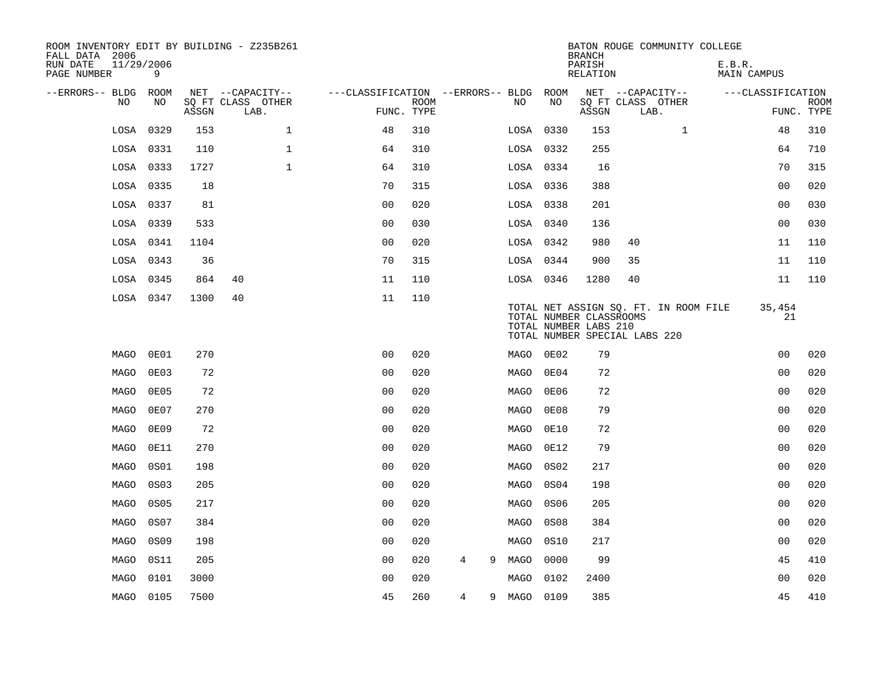ROOM INVENTORY EDIT BY BUILDING - Z235B261
FALL DATA 2006
RUN DATE 11/29/2006

BATON ROUGE COMMUNITY COLLEGE
BRANCH
PARISH E.B.R.
RELATION MAIN CAMPUS

| --ERRORS-- | BLDG NO | ROOM NO | NET SQ FT ASSGN | --CAPACITY-- CLASS | LAB. | OTHER | ---CLASSIFICATION FUNC. | ROOM TYPE | --ERRORS-- | BLDG NO | ROOM NO | NET SQ FT ASSGN | --CAPACITY-- CLASS | LAB. | OTHER | ---CLASSIFICATION FUNC. | ROOM TYPE |
|---|---|---|---|---|---|---|---|---|---|---|---|---|---|---|---|---|---|
| | LOSA | 0329 | 153 | | | 1 | 48 | 310 | | LOSA | 0330 | 153 | | | 1 | 48 | 310 |
| | LOSA | 0331 | 110 | | | 1 | 64 | 310 | | LOSA | 0332 | 255 | | | | 64 | 710 |
| | LOSA | 0333 | 1727 | | | 1 | 64 | 310 | | LOSA | 0334 | 16 | | | | 70 | 315 |
| | LOSA | 0335 | 18 | | | | 70 | 315 | | LOSA | 0336 | 388 | | | | 00 | 020 |
| | LOSA | 0337 | 81 | | | | 00 | 020 | | LOSA | 0338 | 201 | | | | 00 | 030 |
| | LOSA | 0339 | 533 | | | | 00 | 030 | | LOSA | 0340 | 136 | | | | 00 | 030 |
| | LOSA | 0341 | 1104 | | | | 00 | 020 | | LOSA | 0342 | 980 | 40 | | | 11 | 110 |
| | LOSA | 0343 | 36 | | | | 70 | 315 | | LOSA | 0344 | 900 | 35 | | | 11 | 110 |
| | LOSA | 0345 | 864 | 40 | | | 11 | 110 | | LOSA | 0346 | 1280 | 40 | | | 11 | 110 |
| | LOSA | 0347 | 1300 | 40 | | | 11 | 110 | | | | | | | | | |

TOTAL NET ASSIGN SQ. FT. IN ROOM FILE 35,454
TOTAL NUMBER CLASSROOMS 21
TOTAL NUMBER LABS 210
TOTAL NUMBER SPECIAL LABS 220

| --ERRORS-- | BLDG NO | ROOM NO | NET SQ FT ASSGN | --CAPACITY-- CLASS | LAB. | OTHER | ---CLASSIFICATION FUNC. | ROOM TYPE | --ERRORS-- | BLDG NO | ROOM NO | NET SQ FT ASSGN | --CAPACITY-- CLASS | LAB. | OTHER | ---CLASSIFICATION FUNC. | ROOM TYPE |
|---|---|---|---|---|---|---|---|---|---|---|---|---|---|---|---|---|---|
| | MAGO | 0E01 | 270 | | | | 00 | 020 | | MAGO | 0E02 | 79 | | | | 00 | 020 |
| | MAGO | 0E03 | 72 | | | | 00 | 020 | | MAGO | 0E04 | 72 | | | | 00 | 020 |
| | MAGO | 0E05 | 72 | | | | 00 | 020 | | MAGO | 0E06 | 72 | | | | 00 | 020 |
| | MAGO | 0E07 | 270 | | | | 00 | 020 | | MAGO | 0E08 | 79 | | | | 00 | 020 |
| | MAGO | 0E09 | 72 | | | | 00 | 020 | | MAGO | 0E10 | 72 | | | | 00 | 020 |
| | MAGO | 0E11 | 270 | | | | 00 | 020 | | MAGO | 0E12 | 79 | | | | 00 | 020 |
| | MAGO | 0S01 | 198 | | | | 00 | 020 | | MAGO | 0S02 | 217 | | | | 00 | 020 |
| | MAGO | 0S03 | 205 | | | | 00 | 020 | | MAGO | 0S04 | 198 | | | | 00 | 020 |
| | MAGO | 0S05 | 217 | | | | 00 | 020 | | MAGO | 0S06 | 205 | | | | 00 | 020 |
| | MAGO | 0S07 | 384 | | | | 00 | 020 | | MAGO | 0S08 | 384 | | | | 00 | 020 |
| | MAGO | 0S09 | 198 | | | | 00 | 020 | | MAGO | 0S10 | 217 | | | | 00 | 020 |
| | MAGO | 0S11 | 205 | | | | 00 | 020 | 4 9 | MAGO | 0000 | 99 | | | | 45 | 410 |
| | MAGO | 0101 | 3000 | | | | 00 | 020 | | MAGO | 0102 | 2400 | | | | 00 | 020 |
| | MAGO | 0105 | 7500 | | | | 45 | 260 | 4 9 | MAGO | 0109 | 385 | | | | 45 | 410 |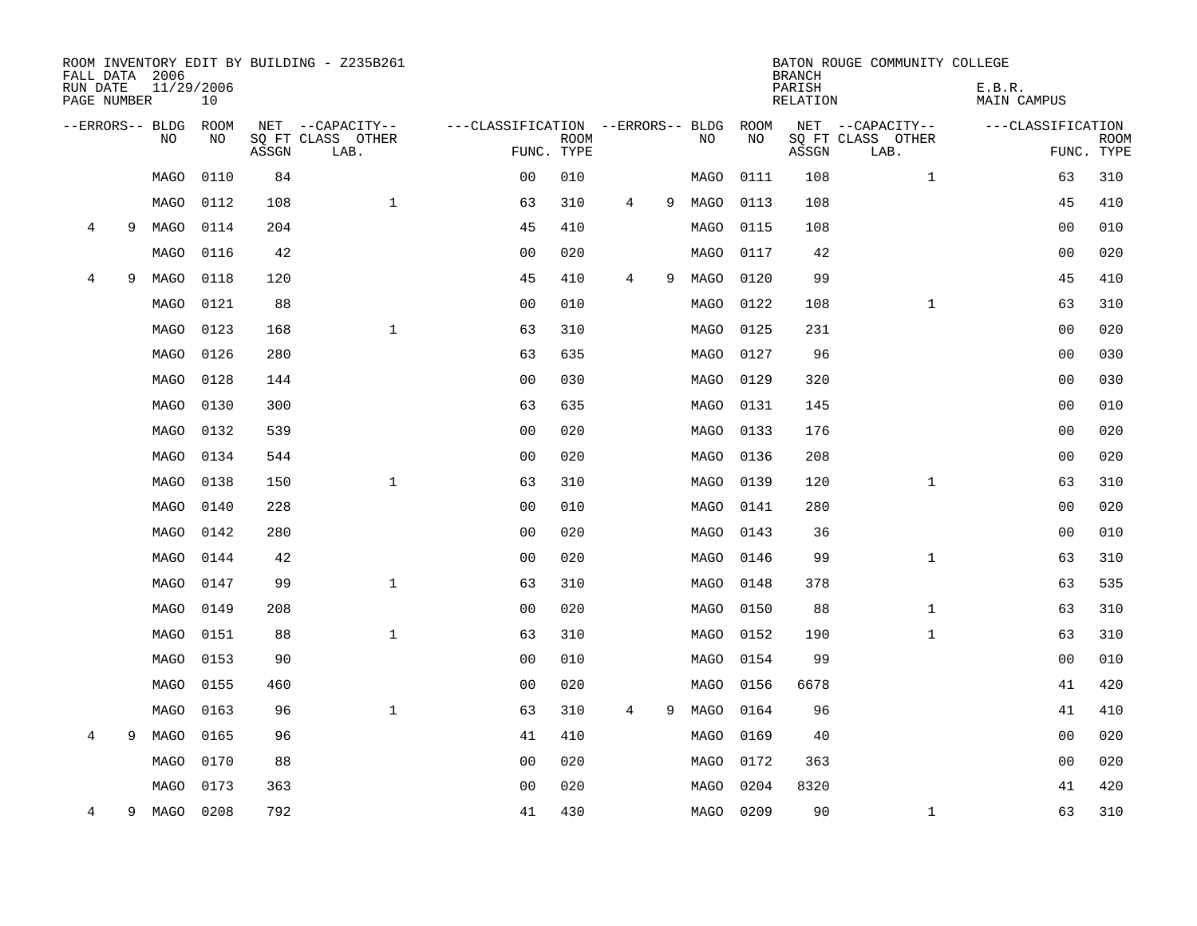ROOM INVENTORY EDIT BY BUILDING - Z235B261
FALL DATA 2006
RUN DATE 11/29/2006
PAGE NUMBER 10

BATON ROUGE COMMUNITY COLLEGE
BRANCH
PARISH E.B.R.
RELATION MAIN CAMPUS

| --ERRORS-- | | BLDG NO | ROOM NO | NET SQ FT ASSGN | --CAPACITY-- CLASS LAB. | OTHER | ---CLASSIFICATION FUNC. | ROOM TYPE | --ERRORS-- | | BLDG NO | ROOM NO | NET SQ FT ASSGN | --CAPACITY-- CLASS LAB. | OTHER | ---CLASSIFICATION FUNC. | ROOM TYPE |
|---|---|---|---|---|---|---|---|---|---|---|---|---|---|---|---|---|---|
| | | MAGO | 0110 | 84 | | | 00 | 010 | | | MAGO | 0111 | 108 | | 1 | 63 | 310 |
| | | MAGO | 0112 | 108 | | 1 | 63 | 310 | 4 | 9 | MAGO | 0113 | 108 | | | 45 | 410 |
| 4 | 9 | MAGO | 0114 | 204 | | | 45 | 410 | | | MAGO | 0115 | 108 | | | 00 | 010 |
| | | MAGO | 0116 | 42 | | | 00 | 020 | | | MAGO | 0117 | 42 | | | 00 | 020 |
| 4 | 9 | MAGO | 0118 | 120 | | | 45 | 410 | 4 | 9 | MAGO | 0120 | 99 | | | 45 | 410 |
| | | MAGO | 0121 | 88 | | | 00 | 010 | | | MAGO | 0122 | 108 | | 1 | 63 | 310 |
| | | MAGO | 0123 | 168 | | 1 | 63 | 310 | | | MAGO | 0125 | 231 | | | 00 | 020 |
| | | MAGO | 0126 | 280 | | | 63 | 635 | | | MAGO | 0127 | 96 | | | 00 | 030 |
| | | MAGO | 0128 | 144 | | | 00 | 030 | | | MAGO | 0129 | 320 | | | 00 | 030 |
| | | MAGO | 0130 | 300 | | | 63 | 635 | | | MAGO | 0131 | 145 | | | 00 | 010 |
| | | MAGO | 0132 | 539 | | | 00 | 020 | | | MAGO | 0133 | 176 | | | 00 | 020 |
| | | MAGO | 0134 | 544 | | | 00 | 020 | | | MAGO | 0136 | 208 | | | 00 | 020 |
| | | MAGO | 0138 | 150 | | 1 | 63 | 310 | | | MAGO | 0139 | 120 | | 1 | 63 | 310 |
| | | MAGO | 0140 | 228 | | | 00 | 010 | | | MAGO | 0141 | 280 | | | 00 | 020 |
| | | MAGO | 0142 | 280 | | | 00 | 020 | | | MAGO | 0143 | 36 | | | 00 | 010 |
| | | MAGO | 0144 | 42 | | | 00 | 020 | | | MAGO | 0146 | 99 | | 1 | 63 | 310 |
| | | MAGO | 0147 | 99 | | 1 | 63 | 310 | | | MAGO | 0148 | 378 | | | 63 | 535 |
| | | MAGO | 0149 | 208 | | | 00 | 020 | | | MAGO | 0150 | 88 | | 1 | 63 | 310 |
| | | MAGO | 0151 | 88 | | 1 | 63 | 310 | | | MAGO | 0152 | 190 | | 1 | 63 | 310 |
| | | MAGO | 0153 | 90 | | | 00 | 010 | | | MAGO | 0154 | 99 | | | 00 | 010 |
| | | MAGO | 0155 | 460 | | | 00 | 020 | | | MAGO | 0156 | 6678 | | | 41 | 420 |
| | | MAGO | 0163 | 96 | | 1 | 63 | 310 | 4 | 9 | MAGO | 0164 | 96 | | | 41 | 410 |
| 4 | 9 | MAGO | 0165 | 96 | | | 41 | 410 | | | MAGO | 0169 | 40 | | | 00 | 020 |
| | | MAGO | 0170 | 88 | | | 00 | 020 | | | MAGO | 0172 | 363 | | | 00 | 020 |
| | | MAGO | 0173 | 363 | | | 00 | 020 | | | MAGO | 0204 | 8320 | | | 41 | 420 |
| 4 | 9 | MAGO | 0208 | 792 | | | 41 | 430 | | | MAGO | 0209 | 90 | | 1 | 63 | 310 |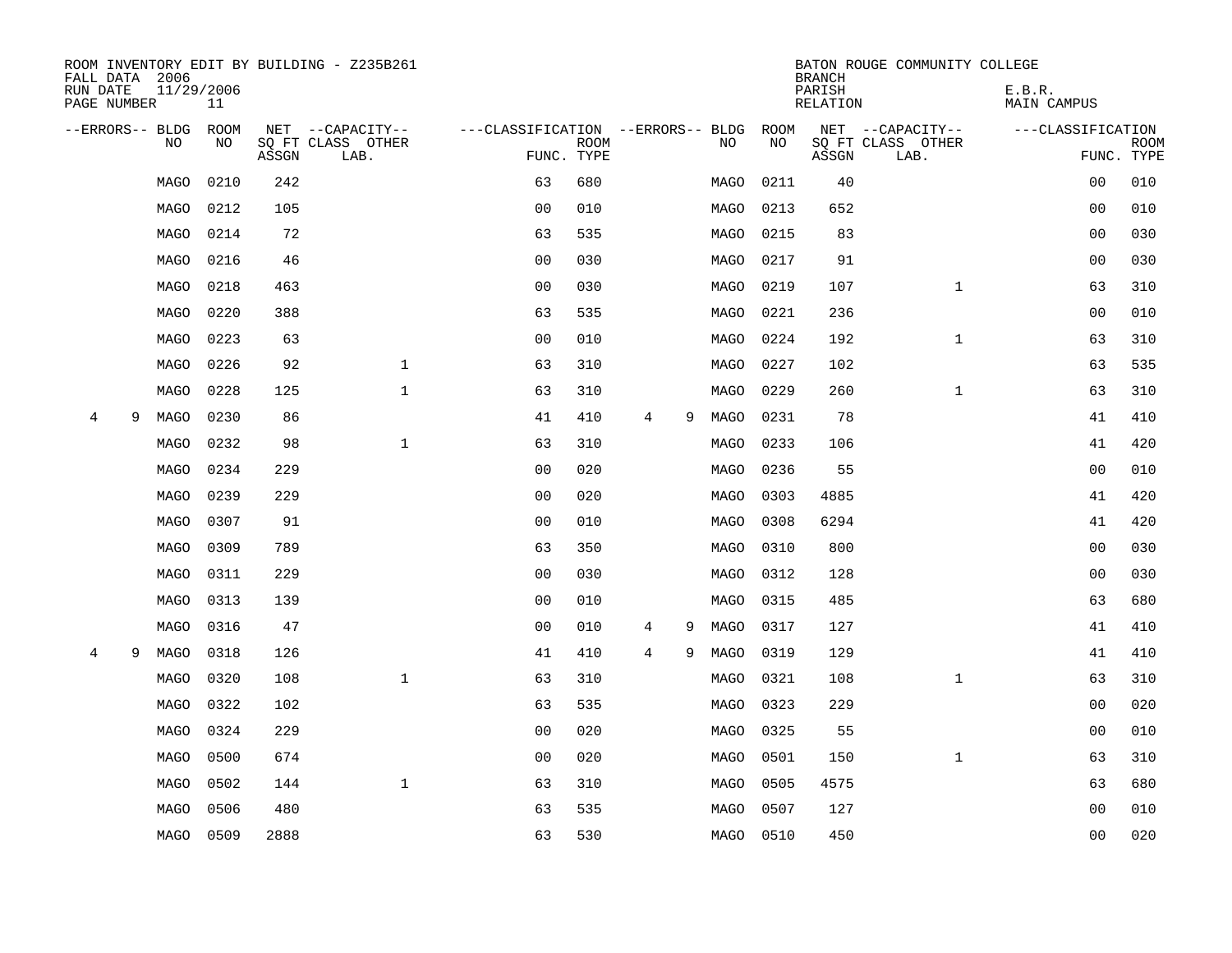ROOM INVENTORY EDIT BY BUILDING - Z235B261
FALL DATA 2006
RUN DATE 11/29/2006
PAGE NUMBER 11

BATON ROUGE COMMUNITY COLLEGE
BRANCH
PARISH E.B.R.
RELATION MAIN CAMPUS

| --ERRORS-- | BLDG NO | ROOM NO | NET SQ FT ASSGN | --CAPACITY-- CLASS LAB. | OTHER | ---CLASSIFICATION FUNC. | ROOM TYPE | --ERRORS-- | BLDG NO | ROOM NO | NET SQ FT ASSGN | --CAPACITY-- CLASS LAB. | OTHER | ---CLASSIFICATION FUNC. | ROOM TYPE |
|---|---|---|---|---|---|---|---|---|---|---|---|---|---|---|---|
| | MAGO | 0210 | 242 | | | 63 | 680 | | MAGO | 0211 | 40 | | | 00 | 010 |
| | MAGO | 0212 | 105 | | | 00 | 010 | | MAGO | 0213 | 652 | | | 00 | 010 |
| | MAGO | 0214 | 72 | | | 63 | 535 | | MAGO | 0215 | 83 | | | 00 | 030 |
| | MAGO | 0216 | 46 | | | 00 | 030 | | MAGO | 0217 | 91 | | | 00 | 030 |
| | MAGO | 0218 | 463 | | | 00 | 030 | | MAGO | 0219 | 107 | | 1 | 63 | 310 |
| | MAGO | 0220 | 388 | | | 63 | 535 | | MAGO | 0221 | 236 | | | 00 | 010 |
| | MAGO | 0223 | 63 | | | 00 | 010 | | MAGO | 0224 | 192 | | 1 | 63 | 310 |
| | MAGO | 0226 | 92 | | 1 | 63 | 310 | | MAGO | 0227 | 102 | | | 63 | 535 |
| | MAGO | 0228 | 125 | | 1 | 63 | 310 | | MAGO | 0229 | 260 | | 1 | 63 | 310 |
| 4 9 | MAGO | 0230 | 86 | | | 41 | 410 | 4 9 | MAGO | 0231 | 78 | | | 41 | 410 |
| | MAGO | 0232 | 98 | | 1 | 63 | 310 | | MAGO | 0233 | 106 | | | 41 | 420 |
| | MAGO | 0234 | 229 | | | 00 | 020 | | MAGO | 0236 | 55 | | | 00 | 010 |
| | MAGO | 0239 | 229 | | | 00 | 020 | | MAGO | 0303 | 4885 | | | 41 | 420 |
| | MAGO | 0307 | 91 | | | 00 | 010 | | MAGO | 0308 | 6294 | | | 41 | 420 |
| | MAGO | 0309 | 789 | | | 63 | 350 | | MAGO | 0310 | 800 | | | 00 | 030 |
| | MAGO | 0311 | 229 | | | 00 | 030 | | MAGO | 0312 | 128 | | | 00 | 030 |
| | MAGO | 0313 | 139 | | | 00 | 010 | | MAGO | 0315 | 485 | | | 63 | 680 |
| | MAGO | 0316 | 47 | | | 00 | 010 | 4 9 | MAGO | 0317 | 127 | | | 41 | 410 |
| 4 9 | MAGO | 0318 | 126 | | | 41 | 410 | 4 9 | MAGO | 0319 | 129 | | | 41 | 410 |
| | MAGO | 0320 | 108 | | 1 | 63 | 310 | | MAGO | 0321 | 108 | | 1 | 63 | 310 |
| | MAGO | 0322 | 102 | | | 63 | 535 | | MAGO | 0323 | 229 | | | 00 | 020 |
| | MAGO | 0324 | 229 | | | 00 | 020 | | MAGO | 0325 | 55 | | | 00 | 010 |
| | MAGO | 0500 | 674 | | | 00 | 020 | | MAGO | 0501 | 150 | | 1 | 63 | 310 |
| | MAGO | 0502 | 144 | | 1 | 63 | 310 | | MAGO | 0505 | 4575 | | | 63 | 680 |
| | MAGO | 0506 | 480 | | | 63 | 535 | | MAGO | 0507 | 127 | | | 00 | 010 |
| | MAGO | 0509 | 2888 | | | 63 | 530 | | MAGO | 0510 | 450 | | | 00 | 020 |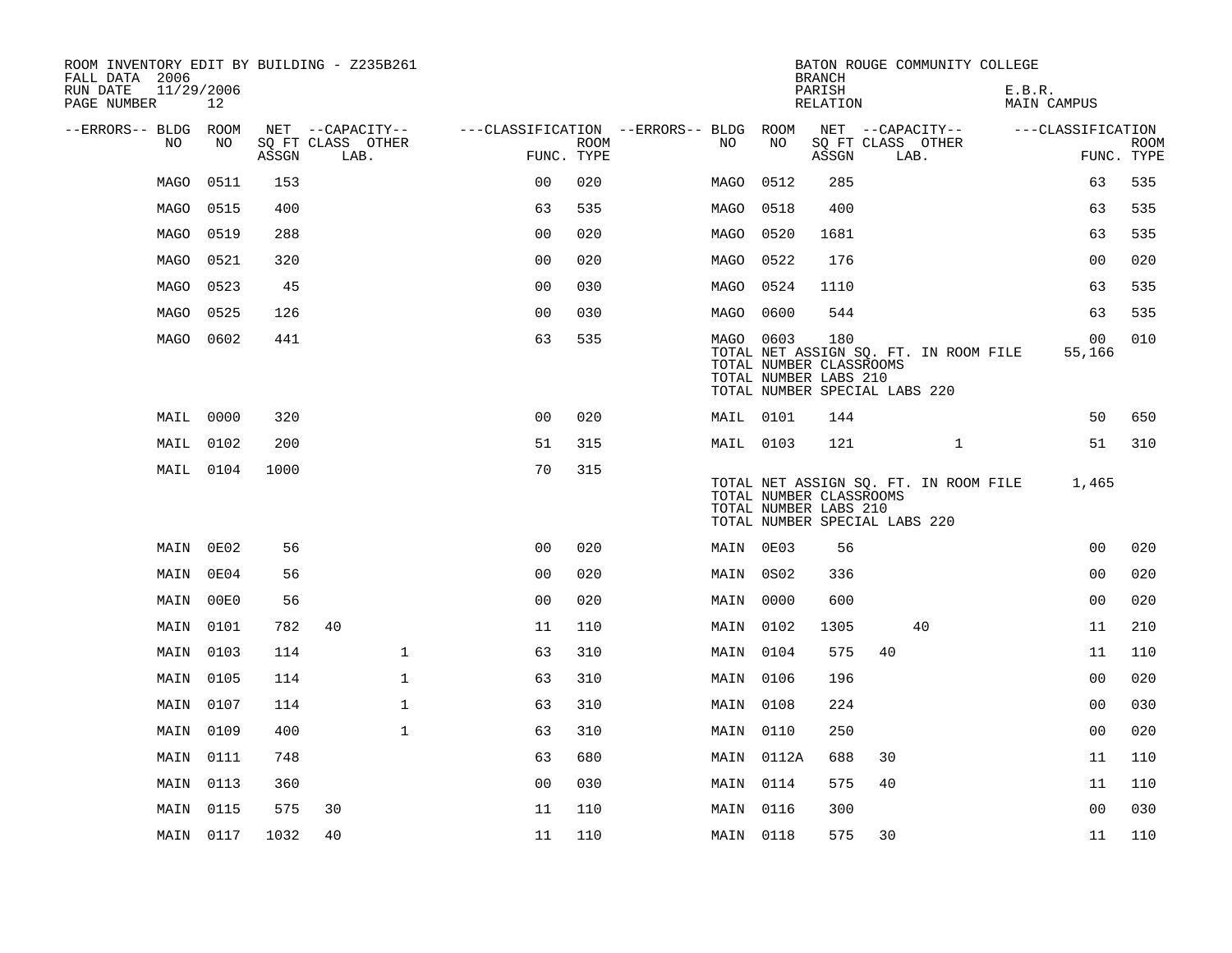ROOM INVENTORY EDIT BY BUILDING - Z235B261
FALL DATA 2006
RUN DATE 11/29/2006

BATON ROUGE COMMUNITY COLLEGE
BRANCH
PARISH E.B.R.
RELATION MAIN CAMPUS

| --ERRORS-- | BLDG NO | ROOM NO | NET SQ FT ASSGN | --CAPACITY-- CLASS | LAB. | OTHER | ---CLASSIFICATION FUNC. | ROOM TYPE | --ERRORS-- | BLDG NO | ROOM NO | NET SQ FT ASSGN | --CAPACITY-- CLASS | LAB. | OTHER | ---CLASSIFICATION FUNC. | ROOM TYPE |
|---|---|---|---|---|---|---|---|---|---|---|---|---|---|---|---|---|---|
| | MAGO | 0511 | 153 | | | | 00 | 020 | | MAGO | 0512 | 285 | | | | 63 | 535 |
| | MAGO | 0515 | 400 | | | | 63 | 535 | | MAGO | 0518 | 400 | | | | 63 | 535 |
| | MAGO | 0519 | 288 | | | | 00 | 020 | | MAGO | 0520 | 1681 | | | | 63 | 535 |
| | MAGO | 0521 | 320 | | | | 00 | 020 | | MAGO | 0522 | 176 | | | | 00 | 020 |
| | MAGO | 0523 | 45 | | | | 00 | 030 | | MAGO | 0524 | 1110 | | | | 63 | 535 |
| | MAGO | 0525 | 126 | | | | 00 | 030 | | MAGO | 0600 | 544 | | | | 63 | 535 |
| | MAGO | 0602 | 441 | | | | 63 | 535 | | MAGO | 0603 | 180 | | | | 00 | 010 |
| | | | | | | | | | | TOTAL NET ASSIGN SQ. FT. IN ROOM FILE | | | | | | 55,166 | |
| | | | | | | | | | | TOTAL NUMBER CLASSROOMS | | | | | | | |
| | | | | | | | | | | TOTAL NUMBER LABS 210 | | | | | | | |
| | | | | | | | | | | TOTAL NUMBER SPECIAL LABS 220 | | | | | | | |
| | MAIL | 0000 | 320 | | | | 00 | 020 | | MAIL | 0101 | 144 | | | | 50 | 650 |
| | MAIL | 0102 | 200 | | | | 51 | 315 | | MAIL | 0103 | 121 | | | 1 | 51 | 310 |
| | MAIL | 0104 | 1000 | | | | 70 | 315 | | | | | | | | | |
| | | | | | | | | | | TOTAL NET ASSIGN SQ. FT. IN ROOM FILE | | | | | | 1,465 | |
| | | | | | | | | | | TOTAL NUMBER CLASSROOMS | | | | | | | |
| | | | | | | | | | | TOTAL NUMBER LABS 210 | | | | | | | |
| | | | | | | | | | | TOTAL NUMBER SPECIAL LABS 220 | | | | | | | |
| | MAIN | 0E02 | 56 | | | | 00 | 020 | | MAIN | 0E03 | 56 | | | | 00 | 020 |
| | MAIN | 0E04 | 56 | | | | 00 | 020 | | MAIN | 0S02 | 336 | | | | 00 | 020 |
| | MAIN | 00E0 | 56 | | | | 00 | 020 | | MAIN | 0000 | 600 | | | | 00 | 020 |
| | MAIN | 0101 | 782 | 40 | | | 11 | 110 | | MAIN | 0102 | 1305 | | 40 | | 11 | 210 |
| | MAIN | 0103 | 114 | | | 1 | 63 | 310 | | MAIN | 0104 | 575 | 40 | | | 11 | 110 |
| | MAIN | 0105 | 114 | | | 1 | 63 | 310 | | MAIN | 0106 | 196 | | | | 00 | 020 |
| | MAIN | 0107 | 114 | | | 1 | 63 | 310 | | MAIN | 0108 | 224 | | | | 00 | 030 |
| | MAIN | 0109 | 400 | | | 1 | 63 | 310 | | MAIN | 0110 | 250 | | | | 00 | 020 |
| | MAIN | 0111 | 748 | | | | 63 | 680 | | MAIN | 0112A | 688 | 30 | | | 11 | 110 |
| | MAIN | 0113 | 360 | | | | 00 | 030 | | MAIN | 0114 | 575 | 40 | | | 11 | 110 |
| | MAIN | 0115 | 575 | 30 | | | 11 | 110 | | MAIN | 0116 | 300 | | | | 00 | 030 |
| | MAIN | 0117 | 1032 | 40 | | | 11 | 110 | | MAIN | 0118 | 575 | 30 | | | 11 | 110 |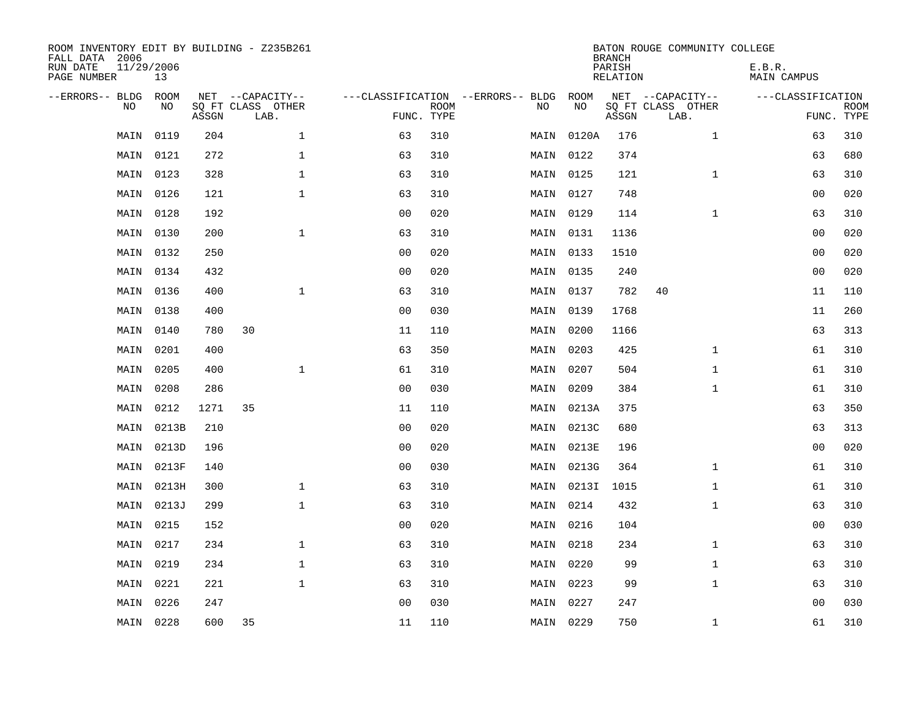ROOM INVENTORY EDIT BY BUILDING - Z235B261
FALL DATA 2006
RUN DATE 11/29/2006
PAGE NUMBER 13

BATON ROUGE COMMUNITY COLLEGE
BRANCH
PARISH E.B.R.
RELATION MAIN CAMPUS

| --ERRORS-- | BLDG NO | ROOM NO | NET SQ FT ASSGN | --CAPACITY-- CLASS | LAB. | OTHER | ---CLASSIFICATION FUNC. | ROOM TYPE | --ERRORS-- | BLDG NO | ROOM NO | NET SQ FT ASSGN | --CAPACITY-- CLASS | LAB. | OTHER | ---CLASSIFICATION FUNC. | ROOM TYPE |
|---|---|---|---|---|---|---|---|---|---|---|---|---|---|---|---|---|---|
| | MAIN | 0119 | 204 | | | 1 | 63 | 310 | | MAIN | 0120A | 176 | | | 1 | 63 | 310 |
| | MAIN | 0121 | 272 | | | 1 | 63 | 310 | | MAIN | 0122 | 374 | | | | 63 | 680 |
| | MAIN | 0123 | 328 | | | 1 | 63 | 310 | | MAIN | 0125 | 121 | | | 1 | 63 | 310 |
| | MAIN | 0126 | 121 | | | 1 | 63 | 310 | | MAIN | 0127 | 748 | | | | 00 | 020 |
| | MAIN | 0128 | 192 | | | | 00 | 020 | | MAIN | 0129 | 114 | | | 1 | 63 | 310 |
| | MAIN | 0130 | 200 | | | 1 | 63 | 310 | | MAIN | 0131 | 1136 | | | | 00 | 020 |
| | MAIN | 0132 | 250 | | | | 00 | 020 | | MAIN | 0133 | 1510 | | | | 00 | 020 |
| | MAIN | 0134 | 432 | | | | 00 | 020 | | MAIN | 0135 | 240 | | | | 00 | 020 |
| | MAIN | 0136 | 400 | | | 1 | 63 | 310 | | MAIN | 0137 | 782 | 40 | | | 11 | 110 |
| | MAIN | 0138 | 400 | | | | 00 | 030 | | MAIN | 0139 | 1768 | | | | 11 | 260 |
| | MAIN | 0140 | 780 | 30 | | | 11 | 110 | | MAIN | 0200 | 1166 | | | | 63 | 313 |
| | MAIN | 0201 | 400 | | | | 63 | 350 | | MAIN | 0203 | 425 | | | 1 | 61 | 310 |
| | MAIN | 0205 | 400 | | | 1 | 61 | 310 | | MAIN | 0207 | 504 | | | 1 | 61 | 310 |
| | MAIN | 0208 | 286 | | | | 00 | 030 | | MAIN | 0209 | 384 | | | 1 | 61 | 310 |
| | MAIN | 0212 | 1271 | 35 | | | 11 | 110 | | MAIN | 0213A | 375 | | | | 63 | 350 |
| | MAIN | 0213B | 210 | | | | 00 | 020 | | MAIN | 0213C | 680 | | | | 63 | 313 |
| | MAIN | 0213D | 196 | | | | 00 | 020 | | MAIN | 0213E | 196 | | | | 00 | 020 |
| | MAIN | 0213F | 140 | | | | 00 | 030 | | MAIN | 0213G | 364 | | | 1 | 61 | 310 |
| | MAIN | 0213H | 300 | | | 1 | 63 | 310 | | MAIN | 0213I | 1015 | | | 1 | 61 | 310 |
| | MAIN | 0213J | 299 | | | 1 | 63 | 310 | | MAIN | 0214 | 432 | | | 1 | 63 | 310 |
| | MAIN | 0215 | 152 | | | | 00 | 020 | | MAIN | 0216 | 104 | | | | 00 | 030 |
| | MAIN | 0217 | 234 | | | 1 | 63 | 310 | | MAIN | 0218 | 234 | | | 1 | 63 | 310 |
| | MAIN | 0219 | 234 | | | 1 | 63 | 310 | | MAIN | 0220 | 99 | | | 1 | 63 | 310 |
| | MAIN | 0221 | 221 | | | 1 | 63 | 310 | | MAIN | 0223 | 99 | | | 1 | 63 | 310 |
| | MAIN | 0226 | 247 | | | | 00 | 030 | | MAIN | 0227 | 247 | | | | 00 | 030 |
| | MAIN | 0228 | 600 | 35 | | | 11 | 110 | | MAIN | 0229 | 750 | | | 1 | 61 | 310 |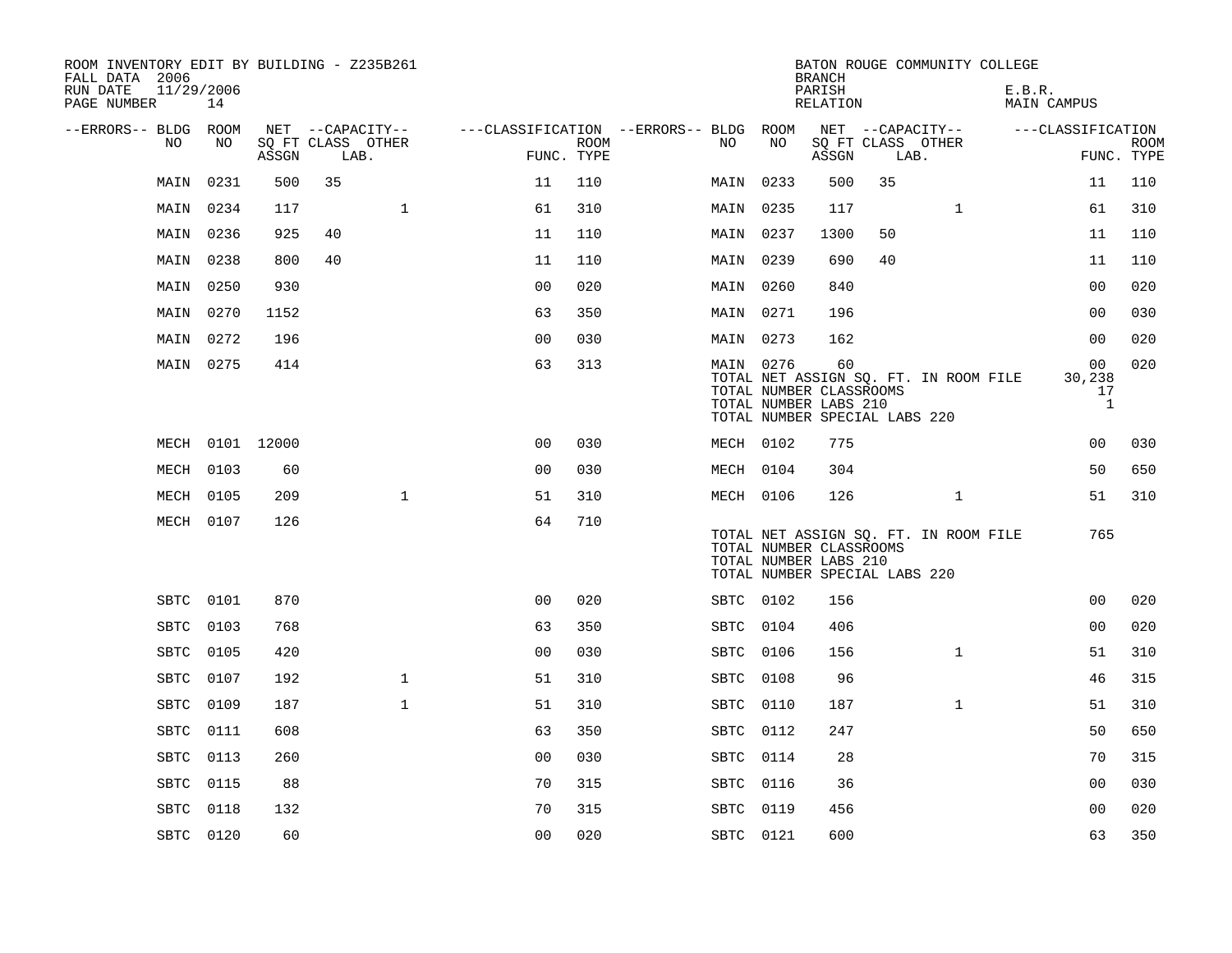ROOM INVENTORY EDIT BY BUILDING - Z235B261

FALL DATA 2006
RUN DATE 11/29/2006
PAGE NUMBER 14

BATON ROUGE COMMUNITY COLLEGE
BRANCH
PARISH E.B.R.
RELATION MAIN CAMPUS

| --ERRORS-- | BLDG NO | ROOM NO | NET ASSGN SQ FT | CAPACITY CLASS | CAPACITY LAB. | CAPACITY OTHER | CLASSIFICATION FUNC. | ROOM TYPE | --ERRORS-- | BLDG NO | ROOM NO | NET ASSGN SQ FT | CAPACITY CLASS | CAPACITY LAB. | CAPACITY OTHER | CLASSIFICATION FUNC. | ROOM TYPE |
|---|---|---|---|---|---|---|---|---|---|---|---|---|---|---|---|---|---|
| | MAIN | 0231 | 500 | 35 | | | 11 | 110 | | MAIN | 0233 | 500 | 35 | | | 11 | 110 |
| | MAIN | 0234 | 117 | | | 1 | 61 | 310 | | MAIN | 0235 | 117 | | | 1 | 61 | 310 |
| | MAIN | 0236 | 925 | 40 | | | 11 | 110 | | MAIN | 0237 | 1300 | 50 | | | 11 | 110 |
| | MAIN | 0238 | 800 | 40 | | | 11 | 110 | | MAIN | 0239 | 690 | 40 | | | 11 | 110 |
| | MAIN | 0250 | 930 | | | | 00 | 020 | | MAIN | 0260 | 840 | | | | 00 | 020 |
| | MAIN | 0270 | 1152 | | | | 63 | 350 | | MAIN | 0271 | 196 | | | | 00 | 030 |
| | MAIN | 0272 | 196 | | | | 00 | 030 | | MAIN | 0273 | 162 | | | | 00 | 020 |
| | MAIN | 0275 | 414 | | | | 63 | 313 | | MAIN | 0276 | 60 | | | | 00 | 020 |
| | | | | | | | | | | TOTAL NET ASSIGN SQ. FT. IN ROOM FILE | | | | | | 30,238 | |
| | | | | | | | | | | TOTAL NUMBER CLASSROOMS | | | | | | 17 | |
| | | | | | | | | | | TOTAL NUMBER LABS 210 | | | | | | 1 | |
| | | | | | | | | | | TOTAL NUMBER SPECIAL LABS 220 | | | | | | | |
| | MECH | 0101 | 12000 | | | | 00 | 030 | | MECH | 0102 | 775 | | | | 00 | 030 |
| | MECH | 0103 | 60 | | | | 00 | 030 | | MECH | 0104 | 304 | | | | 50 | 650 |
| | MECH | 0105 | 209 | | | 1 | 51 | 310 | | MECH | 0106 | 126 | | | 1 | 51 | 310 |
| | MECH | 0107 | 126 | | | | 64 | 710 | | | | | | | | | |
| | | | | | | | | | | TOTAL NET ASSIGN SQ. FT. IN ROOM FILE | | | | | | 765 | |
| | | | | | | | | | | TOTAL NUMBER CLASSROOMS | | | | | | | |
| | | | | | | | | | | TOTAL NUMBER LABS 210 | | | | | | | |
| | | | | | | | | | | TOTAL NUMBER SPECIAL LABS 220 | | | | | | | |
| | SBTC | 0101 | 870 | | | | 00 | 020 | | SBTC | 0102 | 156 | | | | 00 | 020 |
| | SBTC | 0103 | 768 | | | | 63 | 350 | | SBTC | 0104 | 406 | | | | 00 | 020 |
| | SBTC | 0105 | 420 | | | | 00 | 030 | | SBTC | 0106 | 156 | | | 1 | 51 | 310 |
| | SBTC | 0107 | 192 | | | 1 | 51 | 310 | | SBTC | 0108 | 96 | | | | 46 | 315 |
| | SBTC | 0109 | 187 | | | 1 | 51 | 310 | | SBTC | 0110 | 187 | | | 1 | 51 | 310 |
| | SBTC | 0111 | 608 | | | | 63 | 350 | | SBTC | 0112 | 247 | | | | 50 | 650 |
| | SBTC | 0113 | 260 | | | | 00 | 030 | | SBTC | 0114 | 28 | | | | 70 | 315 |
| | SBTC | 0115 | 88 | | | | 70 | 315 | | SBTC | 0116 | 36 | | | | 00 | 030 |
| | SBTC | 0118 | 132 | | | | 70 | 315 | | SBTC | 0119 | 456 | | | | 00 | 020 |
| | SBTC | 0120 | 60 | | | | 00 | 020 | | SBTC | 0121 | 600 | | | | 63 | 350 |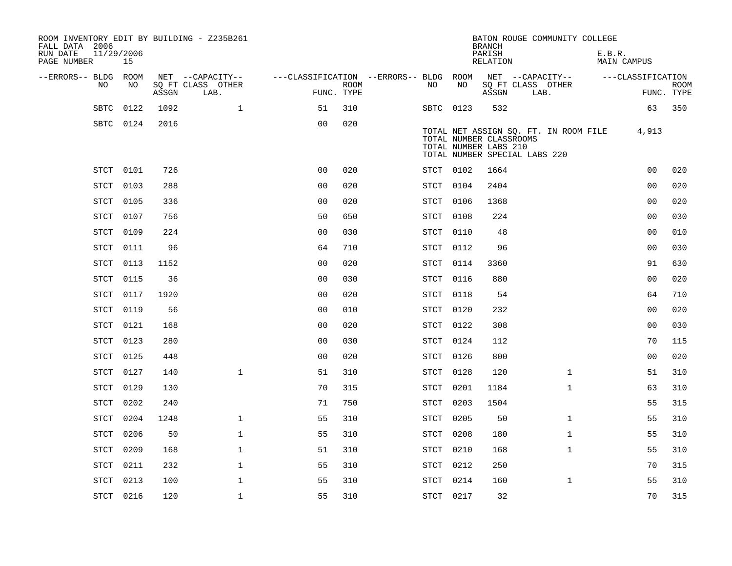ROOM INVENTORY EDIT BY BUILDING - Z235B261
FALL DATA 2006
RUN DATE 11/29/2006
PAGE NUMBER 15

BATON ROUGE COMMUNITY COLLEGE
BRANCH
PARISH E.B.R.
RELATION MAIN CAMPUS

| --ERRORS-- | BLDG NO | ROOM NO | NET SQ FT ASSGN | CAPACITY CLASS LAB. | CAPACITY OTHER | CLASSIFICATION FUNC. | ROOM TYPE | --ERRORS-- | BLDG NO | ROOM NO | NET SQ FT ASSGN | CAPACITY CLASS LAB. | CAPACITY OTHER | CLASSIFICATION FUNC. | ROOM TYPE |
|---|---|---|---|---|---|---|---|---|---|---|---|---|---|---|---|
| | SBTC | 0122 | 1092 | | 1 | 51 | 310 | | SBTC | 0123 | 532 | | | 63 | 350 |
| | SBTC | 0124 | 2016 | | | 00 | 020 | | | | | | | | |

TOTAL NET ASSIGN SQ. FT. IN ROOM FILE 4,913
TOTAL NUMBER CLASSROOMS
TOTAL NUMBER LABS 210
TOTAL NUMBER SPECIAL LABS 220

| --ERRORS-- | BLDG NO | ROOM NO | NET SQ FT ASSGN | CAPACITY CLASS LAB. | CAPACITY OTHER | CLASSIFICATION FUNC. | ROOM TYPE | --ERRORS-- | BLDG NO | ROOM NO | NET SQ FT ASSGN | CAPACITY CLASS LAB. | CAPACITY OTHER | CLASSIFICATION FUNC. | ROOM TYPE |
|---|---|---|---|---|---|---|---|---|---|---|---|---|---|---|---|
| | STCT | 0101 | 726 | | | 00 | 020 | | STCT | 0102 | 1664 | | | 00 | 020 |
| | STCT | 0103 | 288 | | | 00 | 020 | | STCT | 0104 | 2404 | | | 00 | 020 |
| | STCT | 0105 | 336 | | | 00 | 020 | | STCT | 0106 | 1368 | | | 00 | 020 |
| | STCT | 0107 | 756 | | | 50 | 650 | | STCT | 0108 | 224 | | | 00 | 030 |
| | STCT | 0109 | 224 | | | 00 | 030 | | STCT | 0110 | 48 | | | 00 | 010 |
| | STCT | 0111 | 96 | | | 64 | 710 | | STCT | 0112 | 96 | | | 00 | 030 |
| | STCT | 0113 | 1152 | | | 00 | 020 | | STCT | 0114 | 3360 | | | 91 | 630 |
| | STCT | 0115 | 36 | | | 00 | 030 | | STCT | 0116 | 880 | | | 00 | 020 |
| | STCT | 0117 | 1920 | | | 00 | 020 | | STCT | 0118 | 54 | | | 64 | 710 |
| | STCT | 0119 | 56 | | | 00 | 010 | | STCT | 0120 | 232 | | | 00 | 020 |
| | STCT | 0121 | 168 | | | 00 | 020 | | STCT | 0122 | 308 | | | 00 | 030 |
| | STCT | 0123 | 280 | | | 00 | 030 | | STCT | 0124 | 112 | | | 70 | 115 |
| | STCT | 0125 | 448 | | | 00 | 020 | | STCT | 0126 | 800 | | | 00 | 020 |
| | STCT | 0127 | 140 | | 1 | 51 | 310 | | STCT | 0128 | 120 | | 1 | 51 | 310 |
| | STCT | 0129 | 130 | | | 70 | 315 | | STCT | 0201 | 1184 | | 1 | 63 | 310 |
| | STCT | 0202 | 240 | | | 71 | 750 | | STCT | 0203 | 1504 | | | 55 | 315 |
| | STCT | 0204 | 1248 | | 1 | 55 | 310 | | STCT | 0205 | 50 | | 1 | 55 | 310 |
| | STCT | 0206 | 50 | | 1 | 55 | 310 | | STCT | 0208 | 180 | | 1 | 55 | 310 |
| | STCT | 0209 | 168 | | 1 | 51 | 310 | | STCT | 0210 | 168 | | 1 | 55 | 310 |
| | STCT | 0211 | 232 | | 1 | 55 | 310 | | STCT | 0212 | 250 | | | 70 | 315 |
| | STCT | 0213 | 100 | | 1 | 55 | 310 | | STCT | 0214 | 160 | | 1 | 55 | 310 |
| | STCT | 0216 | 120 | | 1 | 55 | 310 | | STCT | 0217 | 32 | | | 70 | 315 |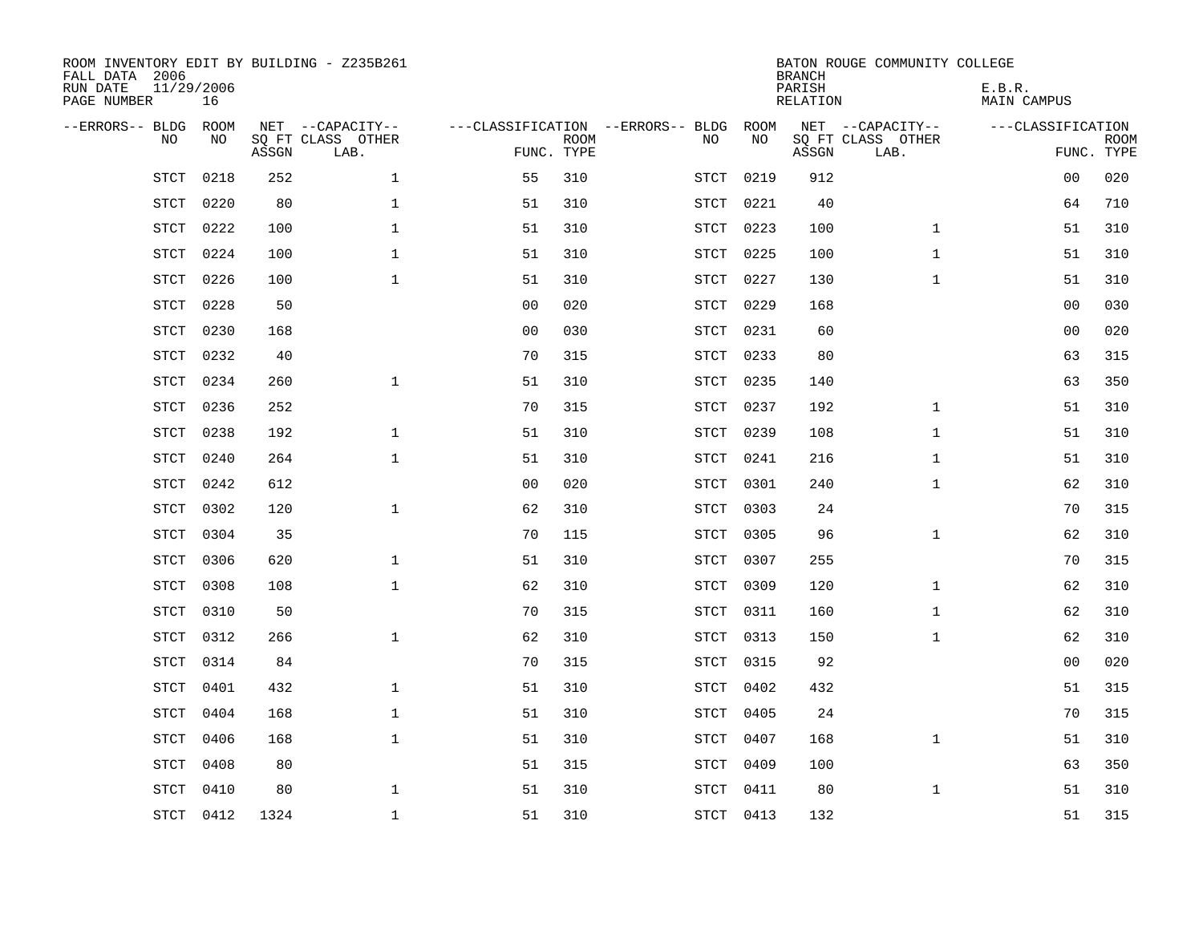ROOM INVENTORY EDIT BY BUILDING - Z235B261
FALL DATA 2006
RUN DATE 11/29/2006
PAGE NUMBER 16

BATON ROUGE COMMUNITY COLLEGE
BRANCH
PARISH E.B.R.
RELATION MAIN CAMPUS

| --ERRORS-- | BLDG NO | ROOM NO | NET SQ FT ASSGN | --CAPACITY-- CLASS LAB. | OTHER | ---CLASSIFICATION FUNC. | ROOM TYPE | --ERRORS-- | BLDG NO | ROOM NO | NET SQ FT ASSGN | --CAPACITY-- CLASS LAB. | OTHER | ---CLASSIFICATION FUNC. | ROOM TYPE |
|---|---|---|---|---|---|---|---|---|---|---|---|---|---|---|---|
| | STCT | 0218 | 252 | | 1 | 55 | 310 | | STCT | 0219 | 912 | | | 00 | 020 |
| | STCT | 0220 | 80 | | 1 | 51 | 310 | | STCT | 0221 | 40 | | | 64 | 710 |
| | STCT | 0222 | 100 | | 1 | 51 | 310 | | STCT | 0223 | 100 | | 1 | 51 | 310 |
| | STCT | 0224 | 100 | | 1 | 51 | 310 | | STCT | 0225 | 100 | | 1 | 51 | 310 |
| | STCT | 0226 | 100 | | 1 | 51 | 310 | | STCT | 0227 | 130 | | 1 | 51 | 310 |
| | STCT | 0228 | 50 | | | 00 | 020 | | STCT | 0229 | 168 | | | 00 | 030 |
| | STCT | 0230 | 168 | | | 00 | 030 | | STCT | 0231 | 60 | | | 00 | 020 |
| | STCT | 0232 | 40 | | | 70 | 315 | | STCT | 0233 | 80 | | | 63 | 315 |
| | STCT | 0234 | 260 | | 1 | 51 | 310 | | STCT | 0235 | 140 | | | 63 | 350 |
| | STCT | 0236 | 252 | | | 70 | 315 | | STCT | 0237 | 192 | | 1 | 51 | 310 |
| | STCT | 0238 | 192 | | 1 | 51 | 310 | | STCT | 0239 | 108 | | 1 | 51 | 310 |
| | STCT | 0240 | 264 | | 1 | 51 | 310 | | STCT | 0241 | 216 | | 1 | 51 | 310 |
| | STCT | 0242 | 612 | | | 00 | 020 | | STCT | 0301 | 240 | | 1 | 62 | 310 |
| | STCT | 0302 | 120 | | 1 | 62 | 310 | | STCT | 0303 | 24 | | | 70 | 315 |
| | STCT | 0304 | 35 | | | 70 | 115 | | STCT | 0305 | 96 | | 1 | 62 | 310 |
| | STCT | 0306 | 620 | | 1 | 51 | 310 | | STCT | 0307 | 255 | | | 70 | 315 |
| | STCT | 0308 | 108 | | 1 | 62 | 310 | | STCT | 0309 | 120 | | 1 | 62 | 310 |
| | STCT | 0310 | 50 | | | 70 | 315 | | STCT | 0311 | 160 | | 1 | 62 | 310 |
| | STCT | 0312 | 266 | | 1 | 62 | 310 | | STCT | 0313 | 150 | | 1 | 62 | 310 |
| | STCT | 0314 | 84 | | | 70 | 315 | | STCT | 0315 | 92 | | | 00 | 020 |
| | STCT | 0401 | 432 | | 1 | 51 | 310 | | STCT | 0402 | 432 | | | 51 | 315 |
| | STCT | 0404 | 168 | | 1 | 51 | 310 | | STCT | 0405 | 24 | | | 70 | 315 |
| | STCT | 0406 | 168 | | 1 | 51 | 310 | | STCT | 0407 | 168 | | 1 | 51 | 310 |
| | STCT | 0408 | 80 | | | 51 | 315 | | STCT | 0409 | 100 | | | 63 | 350 |
| | STCT | 0410 | 80 | | 1 | 51 | 310 | | STCT | 0411 | 80 | | 1 | 51 | 310 |
| | STCT | 0412 | 1324 | | 1 | 51 | 310 | | STCT | 0413 | 132 | | | 51 | 315 |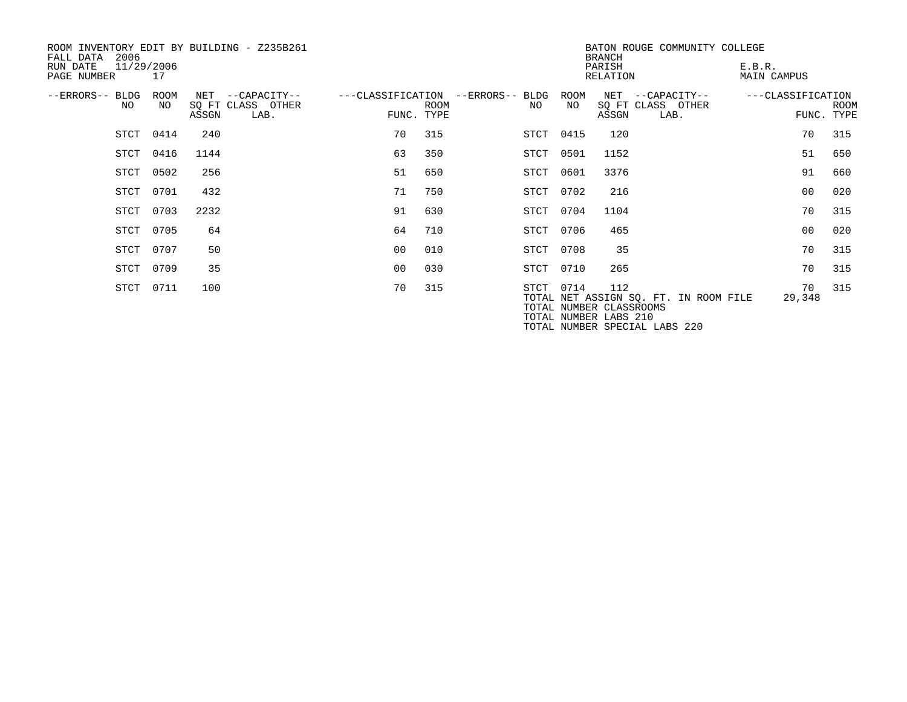ROOM INVENTORY EDIT BY BUILDING - Z235B261
FALL DATA 2006
RUN DATE 11/29/2006
PAGE NUMBER 17

BATON ROUGE COMMUNITY COLLEGE
BRANCH
PARISH E.B.R.
RELATION MAIN CAMPUS

| --ERRORS-- | BLDG NO | ROOM NO | NET SQ FT ASSGN | --CAPACITY-- CLASS | OTHER LAB. | ---CLASSIFICATION FUNC. | ROOM TYPE | --ERRORS-- | BLDG NO | ROOM NO | NET SQ FT ASSGN | --CAPACITY-- CLASS | OTHER LAB. | ---CLASSIFICATION FUNC. | ROOM TYPE |
|---|---|---|---|---|---|---|---|---|---|---|---|---|---|---|---|
| | STCT | 0414 | 240 | | | 70 | 315 | | STCT | 0415 | 120 | | | 70 | 315 |
| | STCT | 0416 | 1144 | | | 63 | 350 | | STCT | 0501 | 1152 | | | 51 | 650 |
| | STCT | 0502 | 256 | | | 51 | 650 | | STCT | 0601 | 3376 | | | 91 | 660 |
| | STCT | 0701 | 432 | | | 71 | 750 | | STCT | 0702 | 216 | | | 00 | 020 |
| | STCT | 0703 | 2232 | | | 91 | 630 | | STCT | 0704 | 1104 | | | 70 | 315 |
| | STCT | 0705 | 64 | | | 64 | 710 | | STCT | 0706 | 465 | | | 00 | 020 |
| | STCT | 0707 | 50 | | | 00 | 010 | | STCT | 0708 | 35 | | | 70 | 315 |
| | STCT | 0709 | 35 | | | 00 | 030 | | STCT | 0710 | 265 | | | 70 | 315 |
| | STCT | 0711 | 100 | | | 70 | 315 | | STCT | 0714 | 112 | | | 70 | 315 |

TOTAL NET ASSIGN SQ. FT. IN ROOM FILE 29,348
TOTAL NUMBER CLASSROOMS
TOTAL NUMBER LABS 210
TOTAL NUMBER SPECIAL LABS 220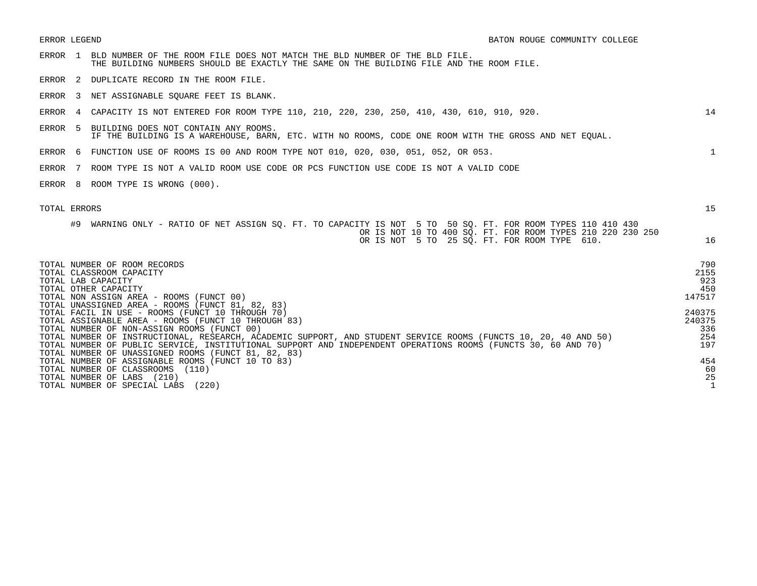ERROR LEGEND — BATON ROUGE COMMUNITY COLLEGE

| | | |
|---|---|---|
| ERROR 1 | BLD NUMBER OF THE ROOM FILE DOES NOT MATCH THE BLD NUMBER OF THE BLD FILE. THE BUILDING NUMBERS SHOULD BE EXACTLY THE SAME ON THE BUILDING FILE AND THE ROOM FILE. | |
| ERROR 2 | DUPLICATE RECORD IN THE ROOM FILE. | |
| ERROR 3 | NET ASSIGNABLE SQUARE FEET IS BLANK. | |
| ERROR 4 | CAPACITY IS NOT ENTERED FOR ROOM TYPE 110, 210, 220, 230, 250, 410, 430, 610, 910, 920. | 14 |
| ERROR 5 | BUILDING DOES NOT CONTAIN ANY ROOMS. IF THE BUILDING IS A WAREHOUSE, BARN, ETC. WITH NO ROOMS, CODE ONE ROOM WITH THE GROSS AND NET EQUAL. | |
| ERROR 6 | FUNCTION USE OF ROOMS IS 00 AND ROOM TYPE NOT 010, 020, 030, 051, 052, OR 053. | 1 |
| ERROR 7 | ROOM TYPE IS NOT A VALID ROOM USE CODE OR PCS FUNCTION USE CODE IS NOT A VALID CODE | |
| ERROR 8 | ROOM TYPE IS WRONG (000). | |
| TOTAL ERRORS | | 15 |
| #9 | WARNING ONLY - RATIO OF NET ASSIGN SQ. FT. TO CAPACITY IS NOT 5 TO 50 SQ. FT. FOR ROOM TYPES 110 410 430 OR IS NOT 10 TO 400 SQ. FT. FOR ROOM TYPES 210 220 230 250 OR IS NOT 5 TO 25 SQ. FT. FOR ROOM TYPE 610. | 16 |

| | |
|---|---|
| TOTAL NUMBER OF ROOM RECORDS | 790 |
| TOTAL CLASSROOM CAPACITY | 2155 |
| TOTAL LAB CAPACITY | 923 |
| TOTAL OTHER CAPACITY | 450 |
| TOTAL NON ASSIGN AREA - ROOMS (FUNCT 00) | 147517 |
| TOTAL UNASSIGNED AREA - ROOMS (FUNCT 81, 82, 83) | |
| TOTAL FACIL IN USE - ROOMS (FUNCT 10 THROUGH 70) | 240375 |
| TOTAL ASSIGNABLE AREA - ROOMS (FUNCT 10 THROUGH 83) | 240375 |
| TOTAL NUMBER OF NON-ASSIGN ROOMS (FUNCT 00) | 336 |
| TOTAL NUMBER OF INSTRUCTIONAL, RESEARCH, ACADEMIC SUPPORT, AND STUDENT SERVICE ROOMS (FUNCTS 10, 20, 40 AND 50) | 254 |
| TOTAL NUMBER OF PUBLIC SERVICE, INSTITUTIONAL SUPPORT AND INDEPENDENT OPERATIONS ROOMS (FUNCTS 30, 60 AND 70) | 197 |
| TOTAL NUMBER OF UNASSIGNED ROOMS (FUNCT 81, 82, 83) | |
| TOTAL NUMBER OF ASSIGNABLE ROOMS (FUNCT 10 TO 83) | 454 |
| TOTAL NUMBER OF CLASSROOMS (110) | 60 |
| TOTAL NUMBER OF LABS (210) | 25 |
| TOTAL NUMBER OF SPECIAL LABS (220) | 1 |